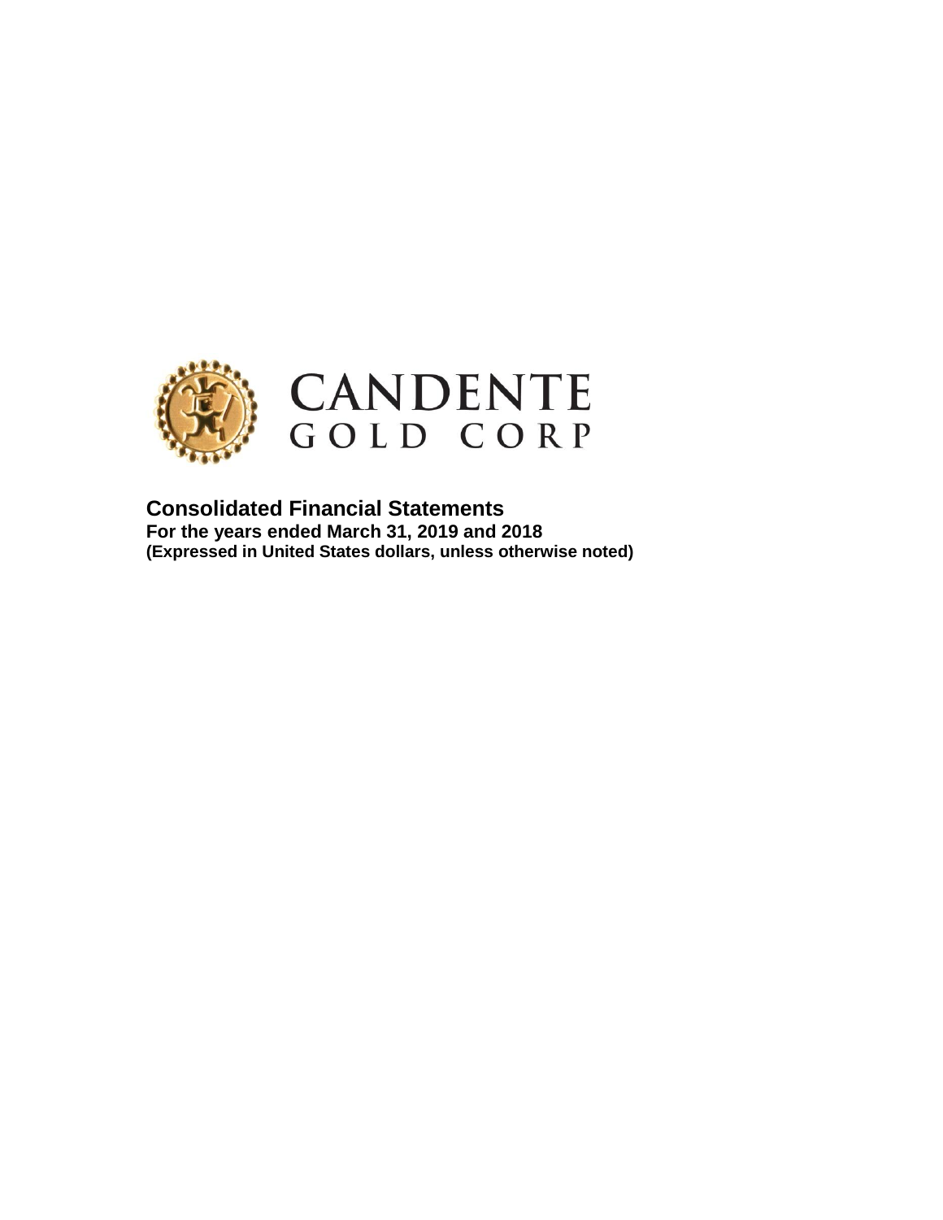CANDENTE
GOLD CORP

# Consolidated Financial Statements

**For the years ended March 31, 2019 and 2018**
**(Expressed in United States dollars, unless otherwise noted)**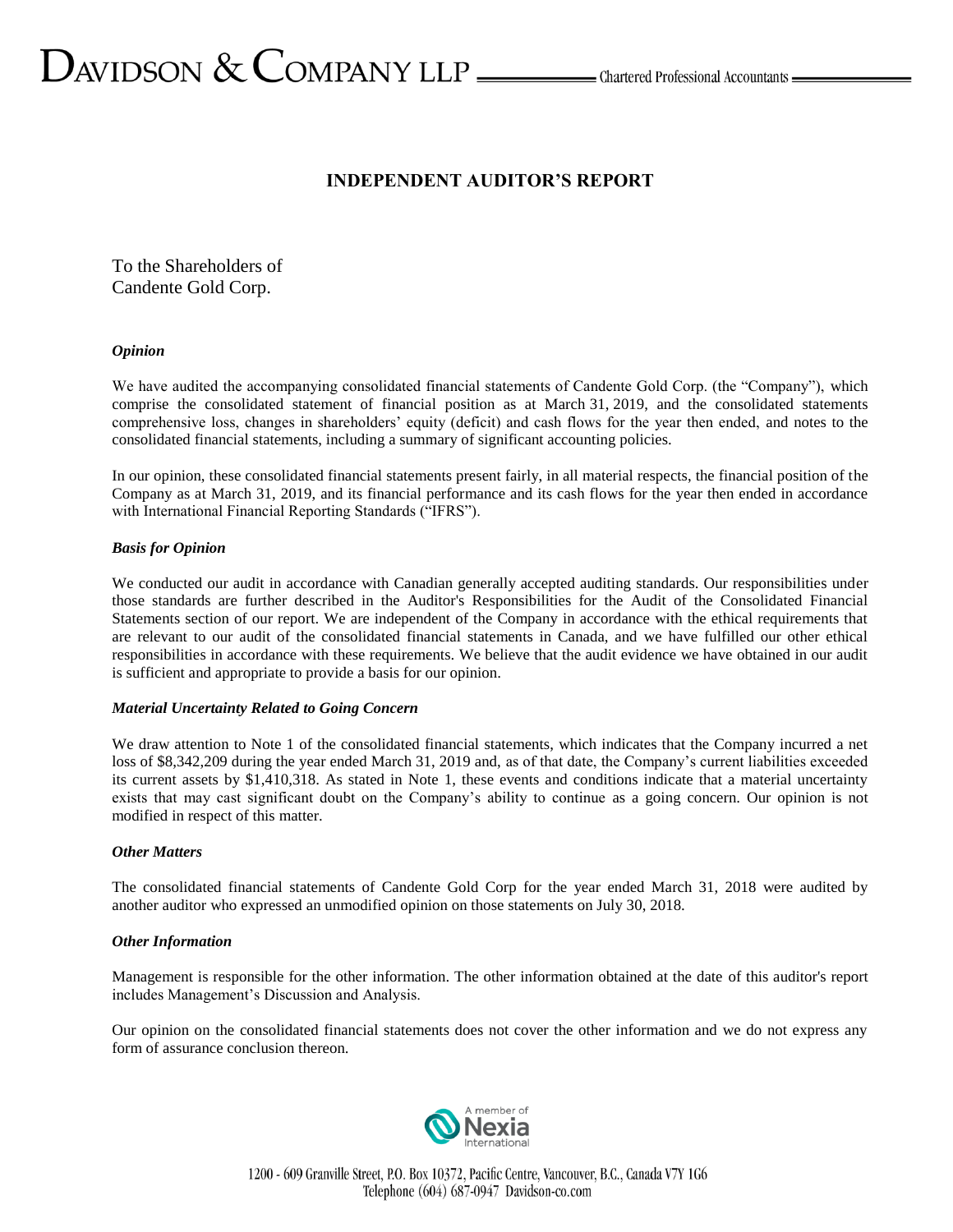# INDEPENDENT AUDITOR'S REPORT

To the Shareholders of
Candente Gold Corp.

### *Opinion*

We have audited the accompanying consolidated financial statements of Candente Gold Corp. (the "Company"), which comprise the consolidated statement of financial position as at March 31, 2019, and the consolidated statements comprehensive loss, changes in shareholders' equity (deficit) and cash flows for the year then ended, and notes to the consolidated financial statements, including a summary of significant accounting policies.

In our opinion, these consolidated financial statements present fairly, in all material respects, the financial position of the Company as at March 31, 2019, and its financial performance and its cash flows for the year then ended in accordance with International Financial Reporting Standards ("IFRS").

### *Basis for Opinion*

We conducted our audit in accordance with Canadian generally accepted auditing standards. Our responsibilities under those standards are further described in the Auditor's Responsibilities for the Audit of the Consolidated Financial Statements section of our report. We are independent of the Company in accordance with the ethical requirements that are relevant to our audit of the consolidated financial statements in Canada, and we have fulfilled our other ethical responsibilities in accordance with these requirements. We believe that the audit evidence we have obtained in our audit is sufficient and appropriate to provide a basis for our opinion.

### *Material Uncertainty Related to Going Concern*

We draw attention to Note 1 of the consolidated financial statements, which indicates that the Company incurred a net loss of $8,342,209 during the year ended March 31, 2019 and, as of that date, the Company's current liabilities exceeded its current assets by $1,410,318. As stated in Note 1, these events and conditions indicate that a material uncertainty exists that may cast significant doubt on the Company's ability to continue as a going concern. Our opinion is not modified in respect of this matter.

### *Other Matters*

The consolidated financial statements of Candente Gold Corp for the year ended March 31, 2018 were audited by another auditor who expressed an unmodified opinion on those statements on July 30, 2018.

### *Other Information*

Management is responsible for the other information. The other information obtained at the date of this auditor's report includes Management's Discussion and Analysis.

Our opinion on the consolidated financial statements does not cover the other information and we do not express any form of assurance conclusion thereon.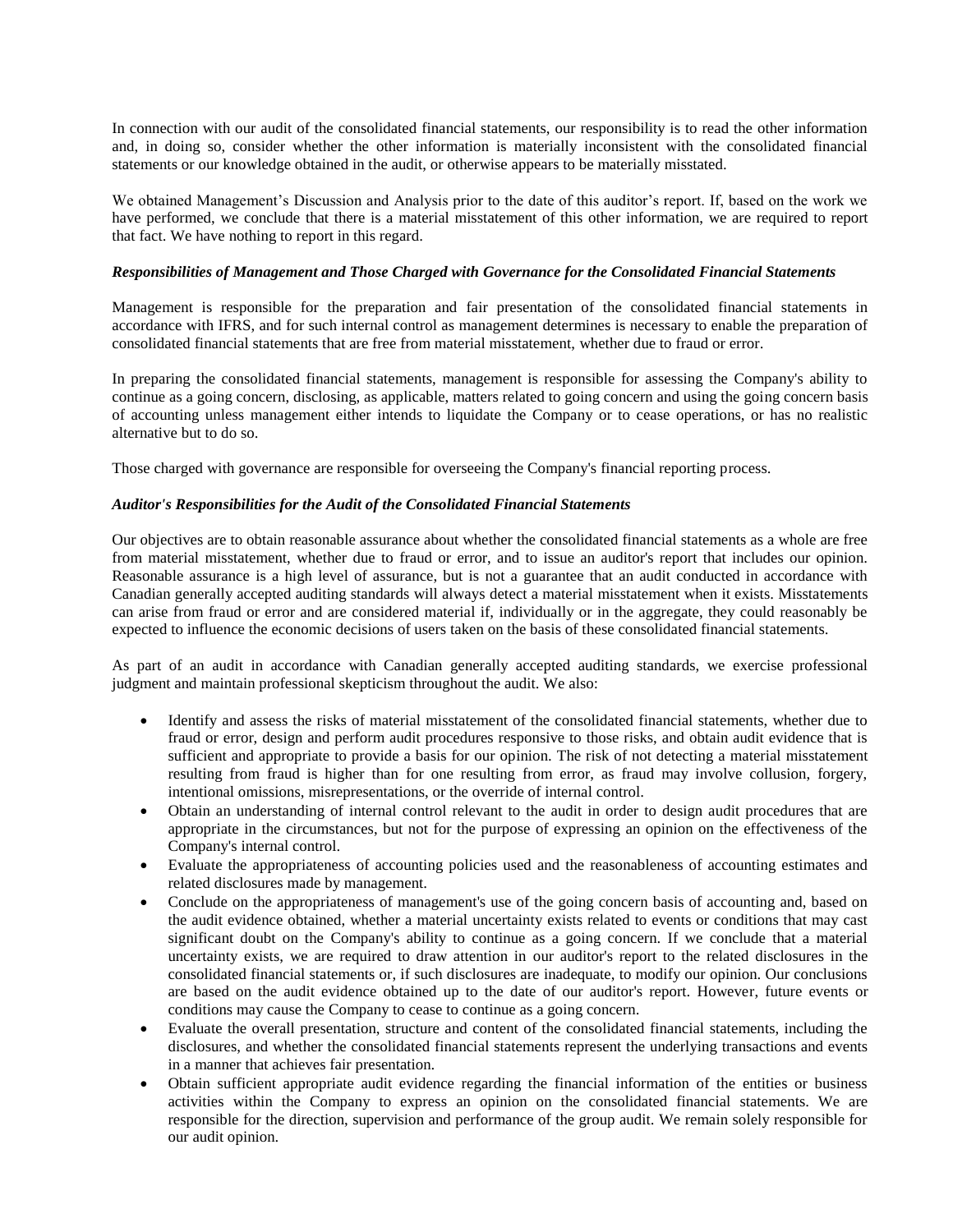In connection with our audit of the consolidated financial statements, our responsibility is to read the other information and, in doing so, consider whether the other information is materially inconsistent with the consolidated financial statements or our knowledge obtained in the audit, or otherwise appears to be materially misstated.

We obtained Management's Discussion and Analysis prior to the date of this auditor's report. If, based on the work we have performed, we conclude that there is a material misstatement of this other information, we are required to report that fact. We have nothing to report in this regard.

***Responsibilities of Management and Those Charged with Governance for the Consolidated Financial Statements***

Management is responsible for the preparation and fair presentation of the consolidated financial statements in accordance with IFRS, and for such internal control as management determines is necessary to enable the preparation of consolidated financial statements that are free from material misstatement, whether due to fraud or error.

In preparing the consolidated financial statements, management is responsible for assessing the Company's ability to continue as a going concern, disclosing, as applicable, matters related to going concern and using the going concern basis of accounting unless management either intends to liquidate the Company or to cease operations, or has no realistic alternative but to do so.

Those charged with governance are responsible for overseeing the Company's financial reporting process.

***Auditor's Responsibilities for the Audit of the Consolidated Financial Statements***

Our objectives are to obtain reasonable assurance about whether the consolidated financial statements as a whole are free from material misstatement, whether due to fraud or error, and to issue an auditor's report that includes our opinion. Reasonable assurance is a high level of assurance, but is not a guarantee that an audit conducted in accordance with Canadian generally accepted auditing standards will always detect a material misstatement when it exists. Misstatements can arise from fraud or error and are considered material if, individually or in the aggregate, they could reasonably be expected to influence the economic decisions of users taken on the basis of these consolidated financial statements.

As part of an audit in accordance with Canadian generally accepted auditing standards, we exercise professional judgment and maintain professional skepticism throughout the audit. We also:

- Identify and assess the risks of material misstatement of the consolidated financial statements, whether due to fraud or error, design and perform audit procedures responsive to those risks, and obtain audit evidence that is sufficient and appropriate to provide a basis for our opinion. The risk of not detecting a material misstatement resulting from fraud is higher than for one resulting from error, as fraud may involve collusion, forgery, intentional omissions, misrepresentations, or the override of internal control.
- Obtain an understanding of internal control relevant to the audit in order to design audit procedures that are appropriate in the circumstances, but not for the purpose of expressing an opinion on the effectiveness of the Company's internal control.
- Evaluate the appropriateness of accounting policies used and the reasonableness of accounting estimates and related disclosures made by management.
- Conclude on the appropriateness of management's use of the going concern basis of accounting and, based on the audit evidence obtained, whether a material uncertainty exists related to events or conditions that may cast significant doubt on the Company's ability to continue as a going concern. If we conclude that a material uncertainty exists, we are required to draw attention in our auditor's report to the related disclosures in the consolidated financial statements or, if such disclosures are inadequate, to modify our opinion. Our conclusions are based on the audit evidence obtained up to the date of our auditor's report. However, future events or conditions may cause the Company to cease to continue as a going concern.
- Evaluate the overall presentation, structure and content of the consolidated financial statements, including the disclosures, and whether the consolidated financial statements represent the underlying transactions and events in a manner that achieves fair presentation.
- Obtain sufficient appropriate audit evidence regarding the financial information of the entities or business activities within the Company to express an opinion on the consolidated financial statements. We are responsible for the direction, supervision and performance of the group audit. We remain solely responsible for our audit opinion.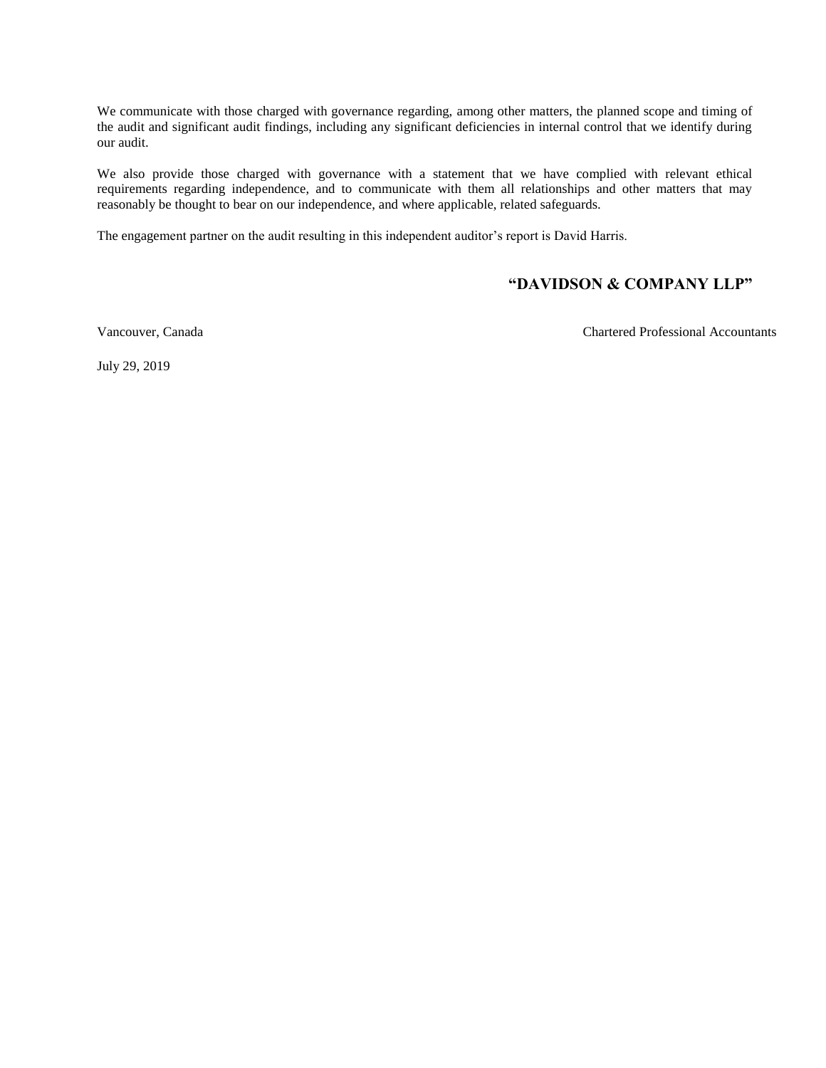We communicate with those charged with governance regarding, among other matters, the planned scope and timing of the audit and significant audit findings, including any significant deficiencies in internal control that we identify during our audit.

We also provide those charged with governance with a statement that we have complied with relevant ethical requirements regarding independence, and to communicate with them all relationships and other matters that may reasonably be thought to bear on our independence, and where applicable, related safeguards.

The engagement partner on the audit resulting in this independent auditor's report is David Harris.

**"DAVIDSON & COMPANY LLP"**

Vancouver, Canada

Chartered Professional Accountants

July 29, 2019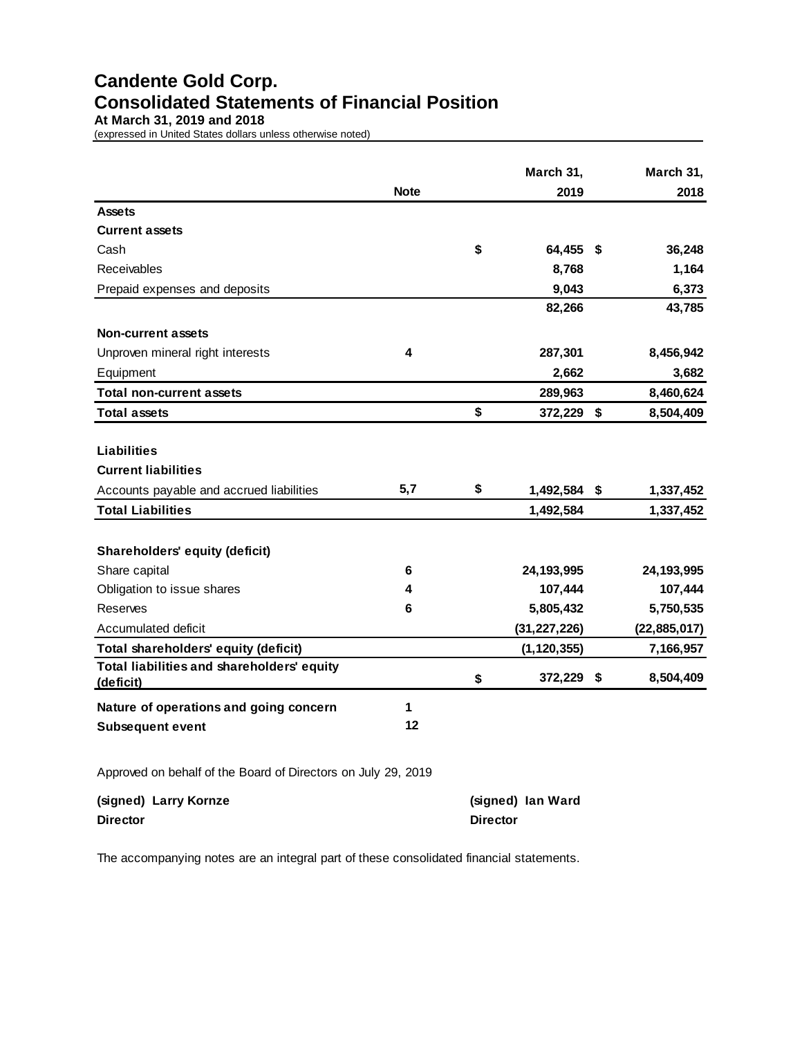# Candente Gold Corp.
## Consolidated Statements of Financial Position

**At March 31, 2019 and 2018**
(expressed in United States dollars unless otherwise noted)

| | Note | March 31, 2019 | March 31, 2018 |
|---|---|---|---|
| **Assets** | | | |
| **Current assets** | | | |
| Cash | | $ 64,455 | $ 36,248 |
| Receivables | | 8,768 | 1,164 |
| Prepaid expenses and deposits | | 9,043 | 6,373 |
| | | 82,266 | 43,785 |
| **Non-current assets** | | | |
| Unproven mineral right interests | 4 | 287,301 | 8,456,942 |
| Equipment | | 2,662 | 3,682 |
| **Total non-current assets** | | 289,963 | 8,460,624 |
| **Total assets** | | $ 372,229 | $ 8,504,409 |
| | | | |
| **Liabilities** | | | |
| **Current liabilities** | | | |
| Accounts payable and accrued liabilities | 5,7 | $ 1,492,584 | $ 1,337,452 |
| **Total Liabilities** | | 1,492,584 | 1,337,452 |
| | | | |
| **Shareholders' equity (deficit)** | | | |
| Share capital | 6 | 24,193,995 | 24,193,995 |
| Obligation to issue shares | 4 | 107,444 | 107,444 |
| Reserves | 6 | 5,805,432 | 5,750,535 |
| Accumulated deficit | | (31,227,226) | (22,885,017) |
| **Total shareholders' equity (deficit)** | | (1,120,355) | 7,166,957 |
| **Total liabilities and shareholders' equity (deficit)** | | $ 372,229 | $ 8,504,409 |
| | | | |
| **Nature of operations and going concern** | 1 | | |
| **Subsequent event** | 12 | | |

Approved on behalf of the Board of Directors on July 29, 2019

**(signed) Larry Kornze**
**Director**

**(signed) Ian Ward**
**Director**

The accompanying notes are an integral part of these consolidated financial statements.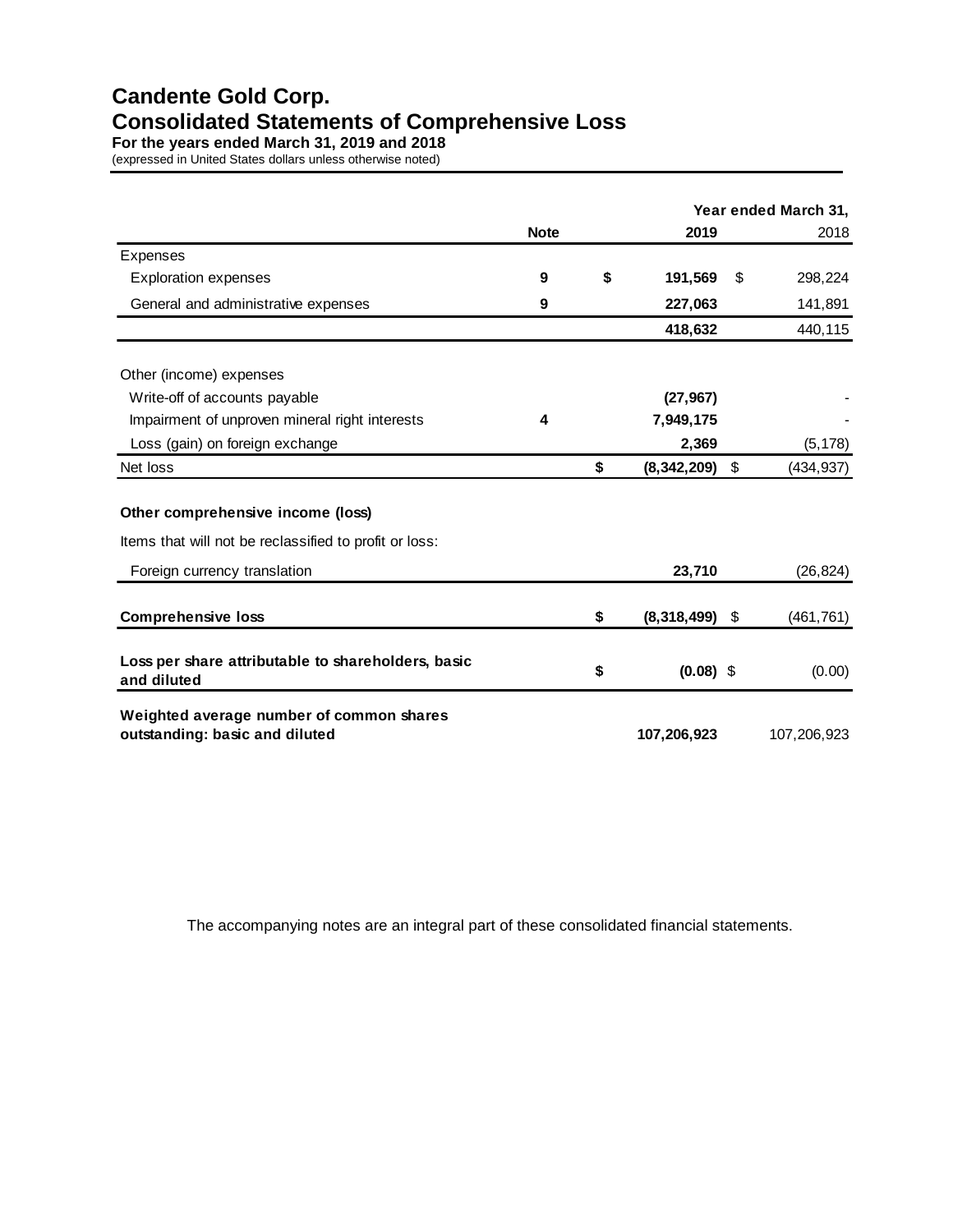# Candente Gold Corp.
## Consolidated Statements of Comprehensive Loss
**For the years ended March 31, 2019 and 2018**
(expressed in United States dollars unless otherwise noted)

| | Note | | Year ended March 31, 2019 | | 2018 |
|---|---|---|---|---|---|
| Expenses | | | | | |
| Exploration expenses | 9 | $ | 191,569 | $ | 298,224 |
| General and administrative expenses | 9 | | 227,063 | | 141,891 |
| | | | 418,632 | | 440,115 |
| Other (income) expenses | | | | | |
| Write-off of accounts payable | | | (27,967) | | - |
| Impairment of unproven mineral right interests | 4 | | 7,949,175 | | - |
| Loss (gain) on foreign exchange | | | 2,369 | | (5,178) |
| Net loss | | $ | (8,342,209) | $ | (434,937) |
| **Other comprehensive income (loss)** | | | | | |
| Items that will not be reclassified to profit or loss: | | | | | |
| Foreign currency translation | | | 23,710 | | (26,824) |
| **Comprehensive loss** | | $ | (8,318,499) | $ | (461,761) |
| **Loss per share attributable to shareholders, basic and diluted** | | $ | (0.08) | $ | (0.00) |
| **Weighted average number of common shares outstanding: basic and diluted** | | | 107,206,923 | | 107,206,923 |

The accompanying notes are an integral part of these consolidated financial statements.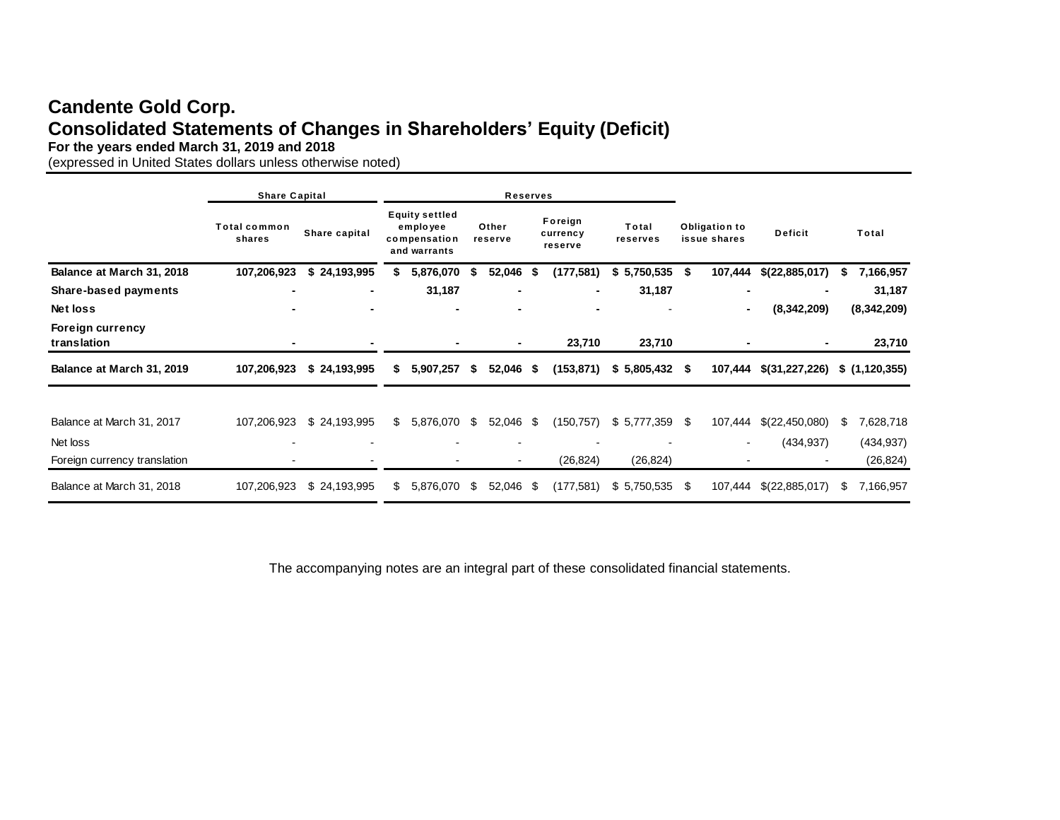## Candente Gold Corp.
## Consolidated Statements of Changes in Shareholders' Equity (Deficit)
**For the years ended March 31, 2019 and 2018**
(expressed in United States dollars unless otherwise noted)

| | Share Capital | | Reserves | | | | | | |
|---|---|---|---|---|---|---|---|---|---|
| | Total common shares | Share capital | Equity settled employee compensation and warrants | Other reserve | Foreign currency reserve | Total reserves | Obligation to issue shares | Deficit | Total |
| **Balance at March 31, 2018** | **107,206,923** | **$ 24,193,995** | **$ 5,876,070** | **$ 52,046** | **$ (177,581)** | **$ 5,750,535** | **$ 107,444** | **$(22,885,017)** | **$ 7,166,957** |
| **Share-based payments** | **-** | **-** | **31,187** | **-** | **-** | **31,187** | **-** | **-** | **31,187** |
| **Net loss** | **-** | **-** | **-** | **-** | **-** | - | **-** | **(8,342,209)** | **(8,342,209)** |
| **Foreign currency translation** | **-** | **-** | **-** | **-** | **23,710** | **23,710** | **-** | **-** | **23,710** |
| **Balance at March 31, 2019** | **107,206,923** | **$ 24,193,995** | **$ 5,907,257** | **$ 52,046** | **$ (153,871)** | **$ 5,805,432** | **$ 107,444** | **$(31,227,226)** | **$ (1,120,355)** |
| | | | | | | | | | |
| Balance at March 31, 2017 | 107,206,923 | $ 24,193,995 | $ 5,876,070 | $ 52,046 | $ (150,757) | $ 5,777,359 | $ 107,444 | $(22,450,080) | $ 7,628,718 |
| Net loss | - | - | - | - | - | - | - | (434,937) | (434,937) |
| Foreign currency translation | - | - | - | - | (26,824) | (26,824) | - | - | (26,824) |
| Balance at March 31, 2018 | 107,206,923 | $ 24,193,995 | $ 5,876,070 | $ 52,046 | $ (177,581) | $ 5,750,535 | $ 107,444 | $(22,885,017) | $ 7,166,957 |

The accompanying notes are an integral part of these consolidated financial statements.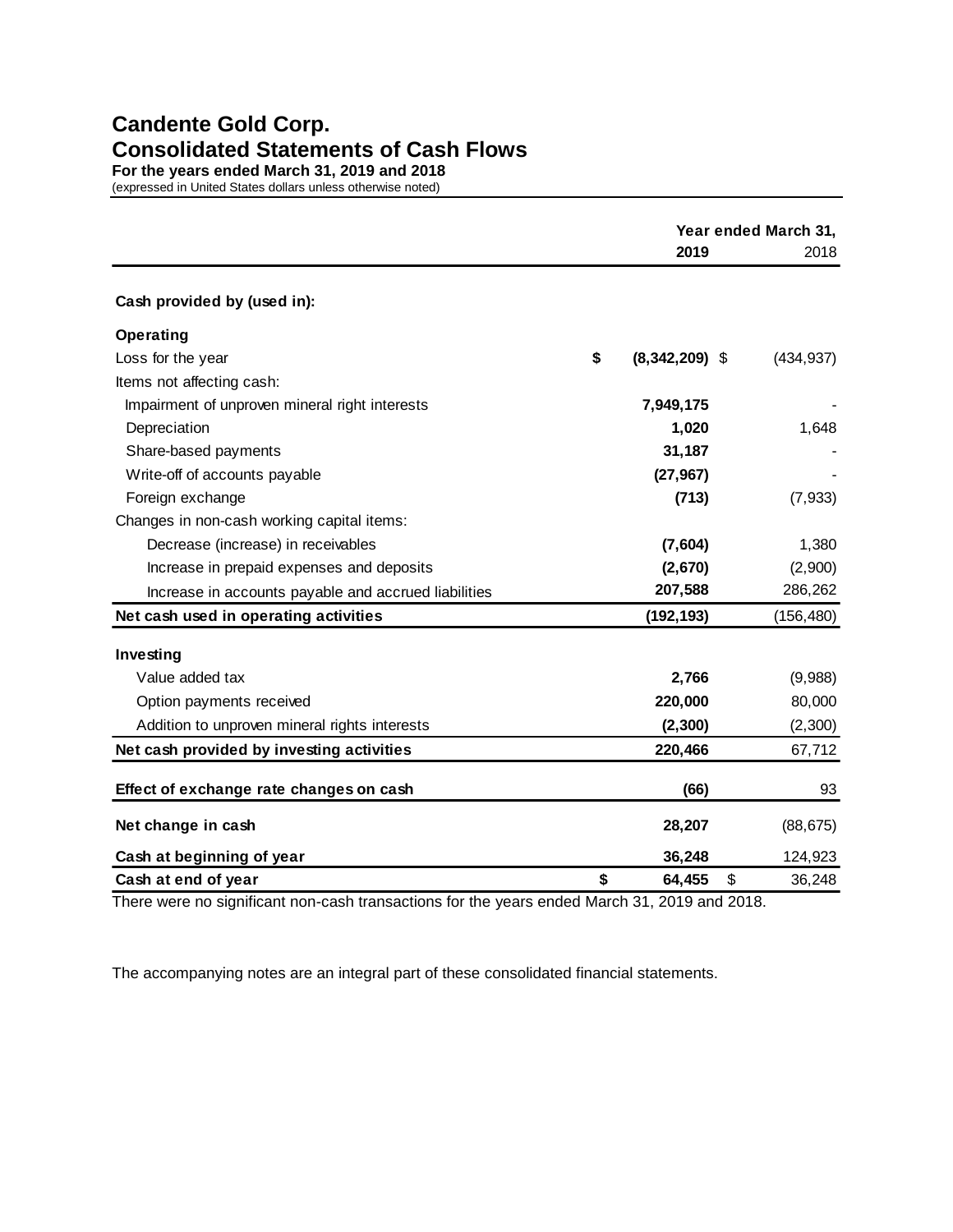# Candente Gold Corp.
## Consolidated Statements of Cash Flows
**For the years ended March 31, 2019 and 2018**
(expressed in United States dollars unless otherwise noted)

| | Year ended March 31, 2019 | 2018 |
|---|---|---|
| **Cash provided by (used in):** | | |
| **Operating** | | |
| Loss for the year | **$ (8,342,209)** | $ (434,937) |
| Items not affecting cash: | | |
| Impairment of unproven mineral right interests | **7,949,175** | - |
| Depreciation | **1,020** | 1,648 |
| Share-based payments | **31,187** | - |
| Write-off of accounts payable | **(27,967)** | - |
| Foreign exchange | **(713)** | (7,933) |
| Changes in non-cash working capital items: | | |
| Decrease (increase) in receivables | **(7,604)** | 1,380 |
| Increase in prepaid expenses and deposits | **(2,670)** | (2,900) |
| Increase in accounts payable and accrued liabilities | **207,588** | 286,262 |
| **Net cash used in operating activities** | **(192,193)** | (156,480) |
| **Investing** | | |
| Value added tax | **2,766** | (9,988) |
| Option payments received | **220,000** | 80,000 |
| Addition to unproven mineral rights interests | **(2,300)** | (2,300) |
| **Net cash provided by investing activities** | **220,466** | 67,712 |
| **Effect of exchange rate changes on cash** | **(66)** | 93 |
| **Net change in cash** | **28,207** | (88,675) |
| **Cash at beginning of year** | **36,248** | 124,923 |
| **Cash at end of year** | **$ 64,455** | $ 36,248 |

There were no significant non-cash transactions for the years ended March 31, 2019 and 2018.

The accompanying notes are an integral part of these consolidated financial statements.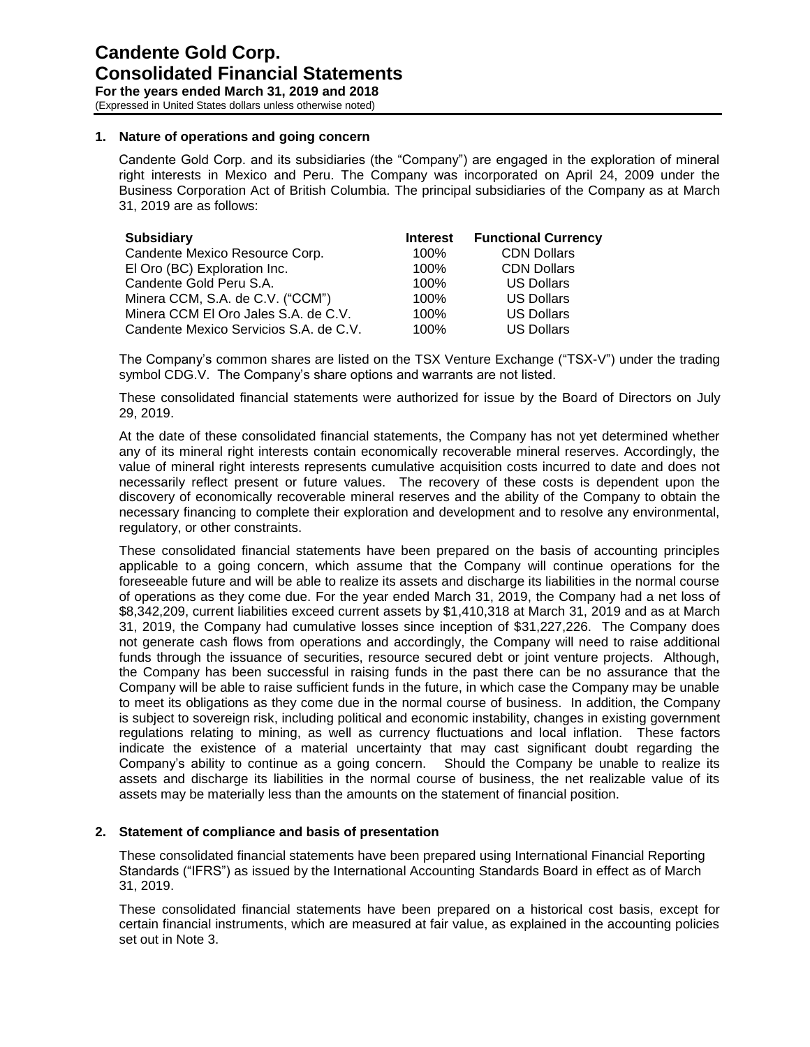## 1. Nature of operations and going concern

Candente Gold Corp. and its subsidiaries (the "Company") are engaged in the exploration of mineral right interests in Mexico and Peru. The Company was incorporated on April 24, 2009 under the Business Corporation Act of British Columbia. The principal subsidiaries of the Company as at March 31, 2019 are as follows:

| Subsidiary | Interest | Functional Currency |
|---|---|---|
| Candente Mexico Resource Corp. | 100% | CDN Dollars |
| El Oro (BC) Exploration Inc. | 100% | CDN Dollars |
| Candente Gold Peru S.A. | 100% | US Dollars |
| Minera CCM, S.A. de C.V. ("CCM") | 100% | US Dollars |
| Minera CCM El Oro Jales S.A. de C.V. | 100% | US Dollars |
| Candente Mexico Servicios S.A. de C.V. | 100% | US Dollars |

The Company's common shares are listed on the TSX Venture Exchange ("TSX-V") under the trading symbol CDG.V. The Company's share options and warrants are not listed.

These consolidated financial statements were authorized for issue by the Board of Directors on July 29, 2019.

At the date of these consolidated financial statements, the Company has not yet determined whether any of its mineral right interests contain economically recoverable mineral reserves. Accordingly, the value of mineral right interests represents cumulative acquisition costs incurred to date and does not necessarily reflect present or future values. The recovery of these costs is dependent upon the discovery of economically recoverable mineral reserves and the ability of the Company to obtain the necessary financing to complete their exploration and development and to resolve any environmental, regulatory, or other constraints.

These consolidated financial statements have been prepared on the basis of accounting principles applicable to a going concern, which assume that the Company will continue operations for the foreseeable future and will be able to realize its assets and discharge its liabilities in the normal course of operations as they come due. For the year ended March 31, 2019, the Company had a net loss of $8,342,209, current liabilities exceed current assets by $1,410,318 at March 31, 2019 and as at March 31, 2019, the Company had cumulative losses since inception of $31,227,226. The Company does not generate cash flows from operations and accordingly, the Company will need to raise additional funds through the issuance of securities, resource secured debt or joint venture projects. Although, the Company has been successful in raising funds in the past there can be no assurance that the Company will be able to raise sufficient funds in the future, in which case the Company may be unable to meet its obligations as they come due in the normal course of business. In addition, the Company is subject to sovereign risk, including political and economic instability, changes in existing government regulations relating to mining, as well as currency fluctuations and local inflation. These factors indicate the existence of a material uncertainty that may cast significant doubt regarding the Company's ability to continue as a going concern. Should the Company be unable to realize its assets and discharge its liabilities in the normal course of business, the net realizable value of its assets may be materially less than the amounts on the statement of financial position.

## 2. Statement of compliance and basis of presentation

These consolidated financial statements have been prepared using International Financial Reporting Standards ("IFRS") as issued by the International Accounting Standards Board in effect as of March 31, 2019.

These consolidated financial statements have been prepared on a historical cost basis, except for certain financial instruments, which are measured at fair value, as explained in the accounting policies set out in Note 3.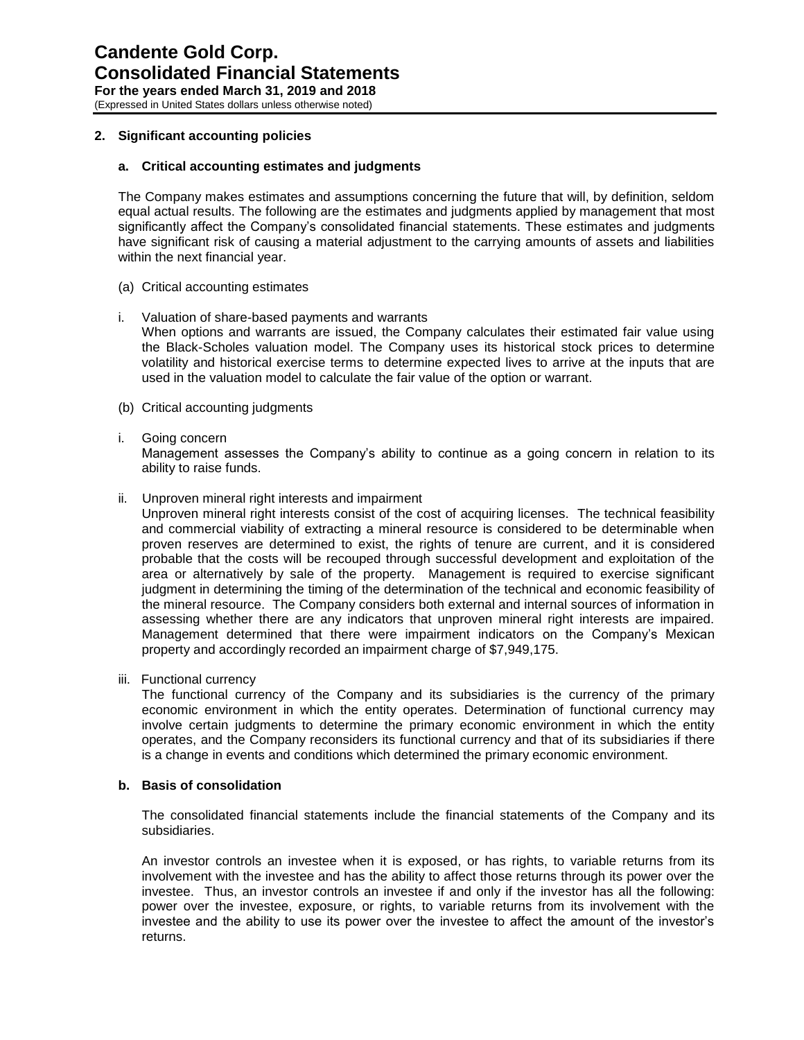## 2. Significant accounting policies

### a. Critical accounting estimates and judgments

The Company makes estimates and assumptions concerning the future that will, by definition, seldom equal actual results. The following are the estimates and judgments applied by management that most significantly affect the Company's consolidated financial statements. These estimates and judgments have significant risk of causing a material adjustment to the carrying amounts of assets and liabilities within the next financial year.

(a) Critical accounting estimates

i. Valuation of share-based payments and warrants

When options and warrants are issued, the Company calculates their estimated fair value using the Black-Scholes valuation model. The Company uses its historical stock prices to determine volatility and historical exercise terms to determine expected lives to arrive at the inputs that are used in the valuation model to calculate the fair value of the option or warrant.

(b) Critical accounting judgments

i. Going concern

Management assesses the Company's ability to continue as a going concern in relation to its ability to raise funds.

ii. Unproven mineral right interests and impairment

Unproven mineral right interests consist of the cost of acquiring licenses. The technical feasibility and commercial viability of extracting a mineral resource is considered to be determinable when proven reserves are determined to exist, the rights of tenure are current, and it is considered probable that the costs will be recouped through successful development and exploitation of the area or alternatively by sale of the property. Management is required to exercise significant judgment in determining the timing of the determination of the technical and economic feasibility of the mineral resource. The Company considers both external and internal sources of information in assessing whether there are any indicators that unproven mineral right interests are impaired. Management determined that there were impairment indicators on the Company's Mexican property and accordingly recorded an impairment charge of $7,949,175.

iii. Functional currency

The functional currency of the Company and its subsidiaries is the currency of the primary economic environment in which the entity operates. Determination of functional currency may involve certain judgments to determine the primary economic environment in which the entity operates, and the Company reconsiders its functional currency and that of its subsidiaries if there is a change in events and conditions which determined the primary economic environment.

### b. Basis of consolidation

The consolidated financial statements include the financial statements of the Company and its subsidiaries.

An investor controls an investee when it is exposed, or has rights, to variable returns from its involvement with the investee and has the ability to affect those returns through its power over the investee. Thus, an investor controls an investee if and only if the investor has all the following: power over the investee, exposure, or rights, to variable returns from its involvement with the investee and the ability to use its power over the investee to affect the amount of the investor's returns.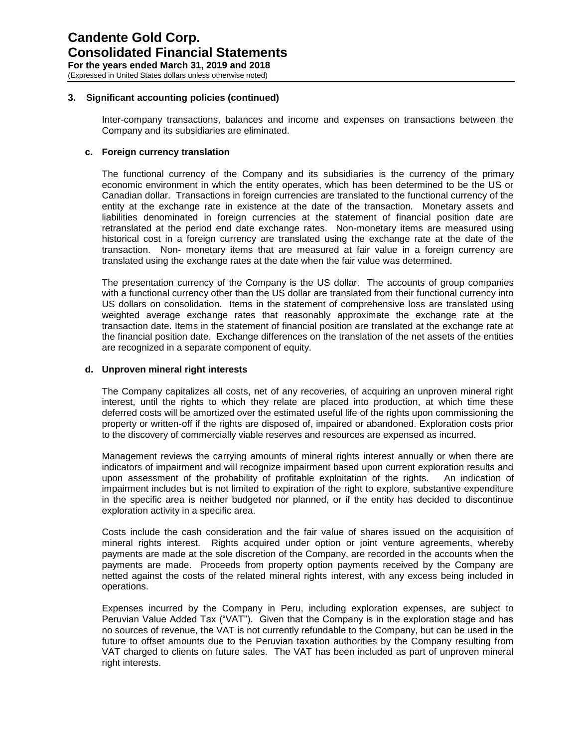## 3. Significant accounting policies (continued)

Inter-company transactions, balances and income and expenses on transactions between the Company and its subsidiaries are eliminated.

### c. Foreign currency translation

The functional currency of the Company and its subsidiaries is the currency of the primary economic environment in which the entity operates, which has been determined to be the US or Canadian dollar. Transactions in foreign currencies are translated to the functional currency of the entity at the exchange rate in existence at the date of the transaction. Monetary assets and liabilities denominated in foreign currencies at the statement of financial position date are retranslated at the period end date exchange rates. Non-monetary items are measured using historical cost in a foreign currency are translated using the exchange rate at the date of the transaction. Non- monetary items that are measured at fair value in a foreign currency are translated using the exchange rates at the date when the fair value was determined.

The presentation currency of the Company is the US dollar. The accounts of group companies with a functional currency other than the US dollar are translated from their functional currency into US dollars on consolidation. Items in the statement of comprehensive loss are translated using weighted average exchange rates that reasonably approximate the exchange rate at the transaction date. Items in the statement of financial position are translated at the exchange rate at the financial position date. Exchange differences on the translation of the net assets of the entities are recognized in a separate component of equity.

### d. Unproven mineral right interests

The Company capitalizes all costs, net of any recoveries, of acquiring an unproven mineral right interest, until the rights to which they relate are placed into production, at which time these deferred costs will be amortized over the estimated useful life of the rights upon commissioning the property or written-off if the rights are disposed of, impaired or abandoned. Exploration costs prior to the discovery of commercially viable reserves and resources are expensed as incurred.

Management reviews the carrying amounts of mineral rights interest annually or when there are indicators of impairment and will recognize impairment based upon current exploration results and upon assessment of the probability of profitable exploitation of the rights. An indication of impairment includes but is not limited to expiration of the right to explore, substantive expenditure in the specific area is neither budgeted nor planned, or if the entity has decided to discontinue exploration activity in a specific area.

Costs include the cash consideration and the fair value of shares issued on the acquisition of mineral rights interest. Rights acquired under option or joint venture agreements, whereby payments are made at the sole discretion of the Company, are recorded in the accounts when the payments are made. Proceeds from property option payments received by the Company are netted against the costs of the related mineral rights interest, with any excess being included in operations.

Expenses incurred by the Company in Peru, including exploration expenses, are subject to Peruvian Value Added Tax ("VAT"). Given that the Company is in the exploration stage and has no sources of revenue, the VAT is not currently refundable to the Company, but can be used in the future to offset amounts due to the Peruvian taxation authorities by the Company resulting from VAT charged to clients on future sales. The VAT has been included as part of unproven mineral right interests.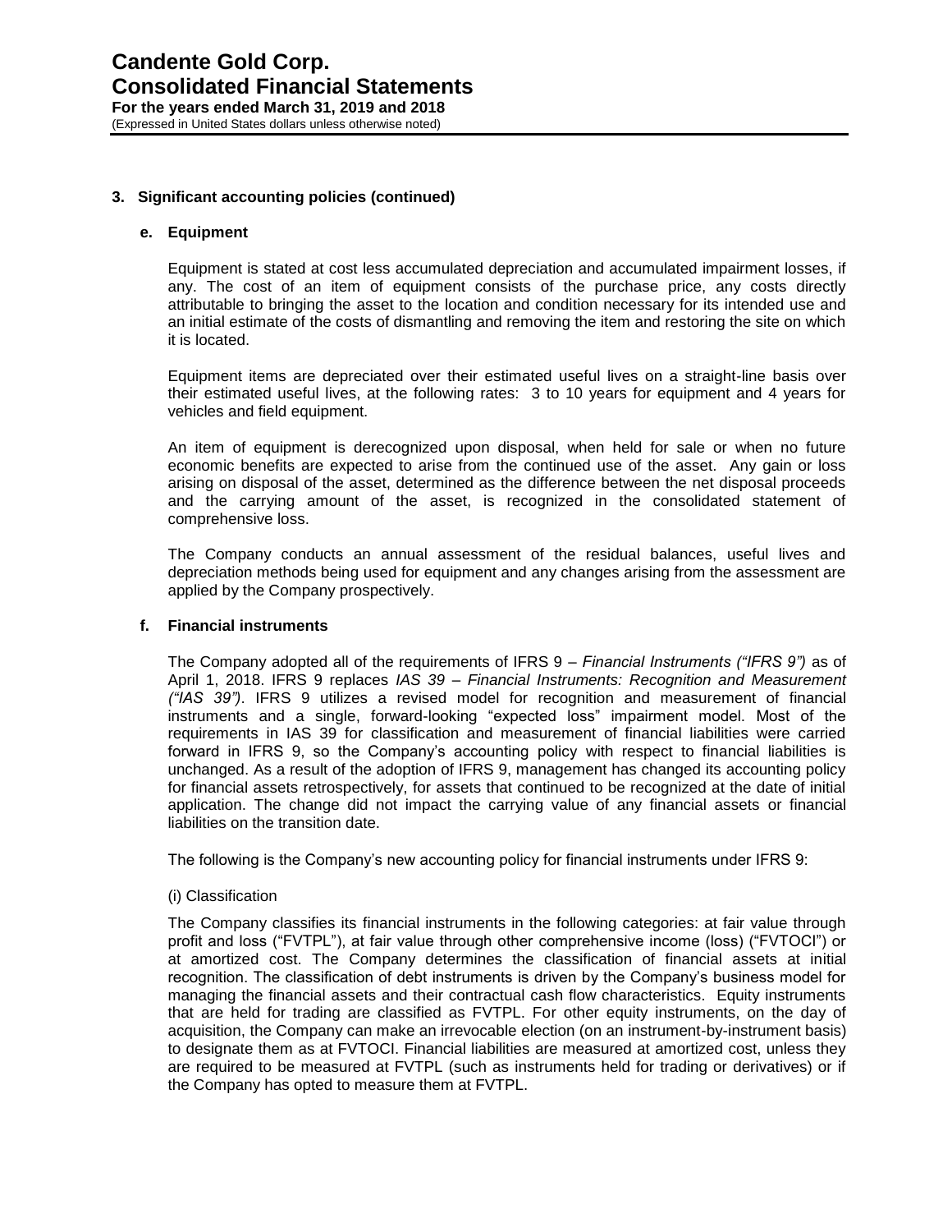## 3. Significant accounting policies (continued)

### e. Equipment

Equipment is stated at cost less accumulated depreciation and accumulated impairment losses, if any. The cost of an item of equipment consists of the purchase price, any costs directly attributable to bringing the asset to the location and condition necessary for its intended use and an initial estimate of the costs of dismantling and removing the item and restoring the site on which it is located.

Equipment items are depreciated over their estimated useful lives on a straight-line basis over their estimated useful lives, at the following rates: 3 to 10 years for equipment and 4 years for vehicles and field equipment.

An item of equipment is derecognized upon disposal, when held for sale or when no future economic benefits are expected to arise from the continued use of the asset. Any gain or loss arising on disposal of the asset, determined as the difference between the net disposal proceeds and the carrying amount of the asset, is recognized in the consolidated statement of comprehensive loss.

The Company conducts an annual assessment of the residual balances, useful lives and depreciation methods being used for equipment and any changes arising from the assessment are applied by the Company prospectively.

### f. Financial instruments

The Company adopted all of the requirements of IFRS 9 – *Financial Instruments ("IFRS 9")* as of April 1, 2018. IFRS 9 replaces *IAS 39 – Financial Instruments: Recognition and Measurement ("IAS 39")*. IFRS 9 utilizes a revised model for recognition and measurement of financial instruments and a single, forward-looking "expected loss" impairment model. Most of the requirements in IAS 39 for classification and measurement of financial liabilities were carried forward in IFRS 9, so the Company's accounting policy with respect to financial liabilities is unchanged. As a result of the adoption of IFRS 9, management has changed its accounting policy for financial assets retrospectively, for assets that continued to be recognized at the date of initial application. The change did not impact the carrying value of any financial assets or financial liabilities on the transition date.

The following is the Company's new accounting policy for financial instruments under IFRS 9:

(i) Classification

The Company classifies its financial instruments in the following categories: at fair value through profit and loss ("FVTPL"), at fair value through other comprehensive income (loss) ("FVTOCI") or at amortized cost. The Company determines the classification of financial assets at initial recognition. The classification of debt instruments is driven by the Company's business model for managing the financial assets and their contractual cash flow characteristics. Equity instruments that are held for trading are classified as FVTPL. For other equity instruments, on the day of acquisition, the Company can make an irrevocable election (on an instrument-by-instrument basis) to designate them as at FVTOCI. Financial liabilities are measured at amortized cost, unless they are required to be measured at FVTPL (such as instruments held for trading or derivatives) or if the Company has opted to measure them at FVTPL.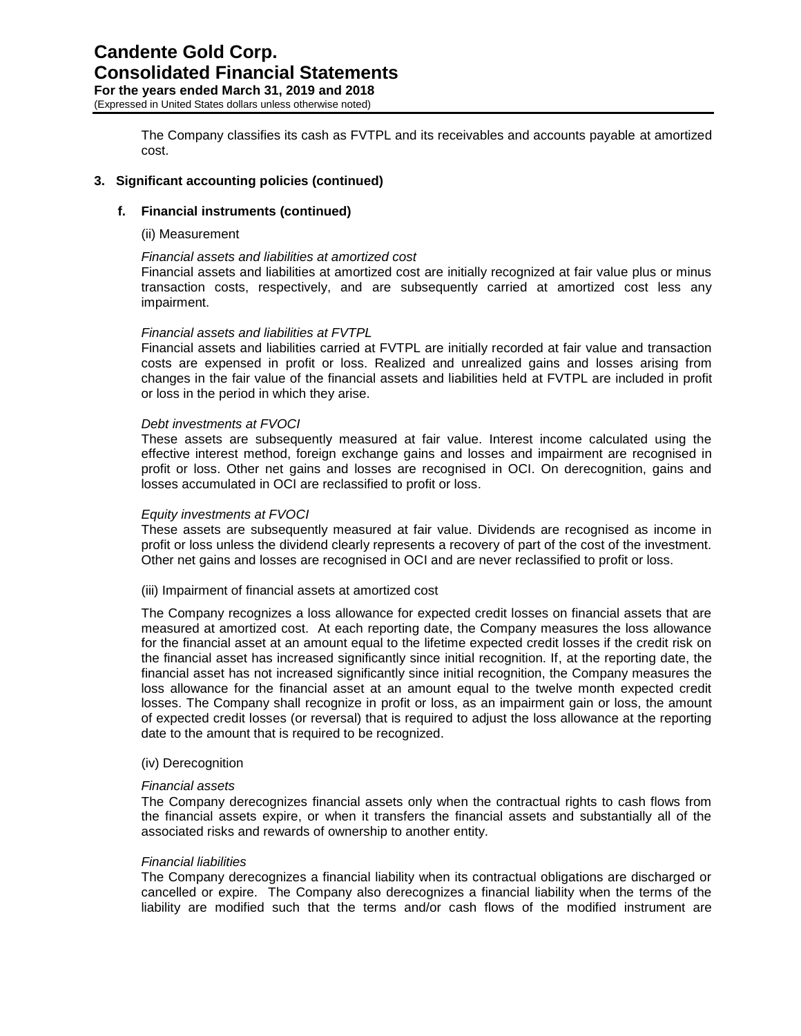The Company classifies its cash as FVTPL and its receivables and accounts payable at amortized cost.

## 3. Significant accounting policies (continued)

### f. Financial instruments (continued)

(ii) Measurement

*Financial assets and liabilities at amortized cost*
Financial assets and liabilities at amortized cost are initially recognized at fair value plus or minus transaction costs, respectively, and are subsequently carried at amortized cost less any impairment.

*Financial assets and liabilities at FVTPL*
Financial assets and liabilities carried at FVTPL are initially recorded at fair value and transaction costs are expensed in profit or loss. Realized and unrealized gains and losses arising from changes in the fair value of the financial assets and liabilities held at FVTPL are included in profit or loss in the period in which they arise.

*Debt investments at FVOCI*
These assets are subsequently measured at fair value. Interest income calculated using the effective interest method, foreign exchange gains and losses and impairment are recognised in profit or loss. Other net gains and losses are recognised in OCI. On derecognition, gains and losses accumulated in OCI are reclassified to profit or loss.

*Equity investments at FVOCI*
These assets are subsequently measured at fair value. Dividends are recognised as income in profit or loss unless the dividend clearly represents a recovery of part of the cost of the investment. Other net gains and losses are recognised in OCI and are never reclassified to profit or loss.

(iii) Impairment of financial assets at amortized cost

The Company recognizes a loss allowance for expected credit losses on financial assets that are measured at amortized cost. At each reporting date, the Company measures the loss allowance for the financial asset at an amount equal to the lifetime expected credit losses if the credit risk on the financial asset has increased significantly since initial recognition. If, at the reporting date, the financial asset has not increased significantly since initial recognition, the Company measures the loss allowance for the financial asset at an amount equal to the twelve month expected credit losses. The Company shall recognize in profit or loss, as an impairment gain or loss, the amount of expected credit losses (or reversal) that is required to adjust the loss allowance at the reporting date to the amount that is required to be recognized.

(iv) Derecognition

*Financial assets*
The Company derecognizes financial assets only when the contractual rights to cash flows from the financial assets expire, or when it transfers the financial assets and substantially all of the associated risks and rewards of ownership to another entity.

*Financial liabilities*
The Company derecognizes a financial liability when its contractual obligations are discharged or cancelled or expire. The Company also derecognizes a financial liability when the terms of the liability are modified such that the terms and/or cash flows of the modified instrument are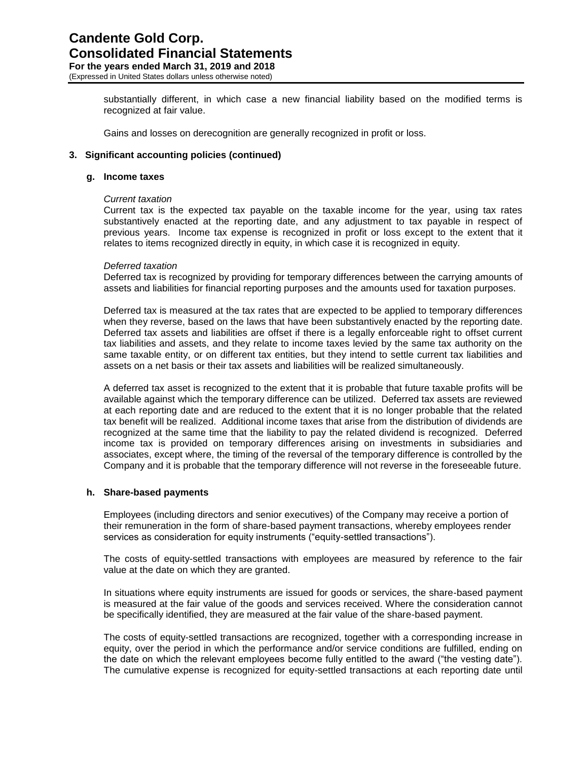substantially different, in which case a new financial liability based on the modified terms is recognized at fair value.

Gains and losses on derecognition are generally recognized in profit or loss.

## 3. Significant accounting policies (continued)

### g. Income taxes

*Current taxation*

Current tax is the expected tax payable on the taxable income for the year, using tax rates substantively enacted at the reporting date, and any adjustment to tax payable in respect of previous years. Income tax expense is recognized in profit or loss except to the extent that it relates to items recognized directly in equity, in which case it is recognized in equity.

*Deferred taxation*

Deferred tax is recognized by providing for temporary differences between the carrying amounts of assets and liabilities for financial reporting purposes and the amounts used for taxation purposes.

Deferred tax is measured at the tax rates that are expected to be applied to temporary differences when they reverse, based on the laws that have been substantively enacted by the reporting date. Deferred tax assets and liabilities are offset if there is a legally enforceable right to offset current tax liabilities and assets, and they relate to income taxes levied by the same tax authority on the same taxable entity, or on different tax entities, but they intend to settle current tax liabilities and assets on a net basis or their tax assets and liabilities will be realized simultaneously.

A deferred tax asset is recognized to the extent that it is probable that future taxable profits will be available against which the temporary difference can be utilized. Deferred tax assets are reviewed at each reporting date and are reduced to the extent that it is no longer probable that the related tax benefit will be realized. Additional income taxes that arise from the distribution of dividends are recognized at the same time that the liability to pay the related dividend is recognized. Deferred income tax is provided on temporary differences arising on investments in subsidiaries and associates, except where, the timing of the reversal of the temporary difference is controlled by the Company and it is probable that the temporary difference will not reverse in the foreseeable future.

### h. Share-based payments

Employees (including directors and senior executives) of the Company may receive a portion of their remuneration in the form of share-based payment transactions, whereby employees render services as consideration for equity instruments ("equity-settled transactions").

The costs of equity-settled transactions with employees are measured by reference to the fair value at the date on which they are granted.

In situations where equity instruments are issued for goods or services, the share-based payment is measured at the fair value of the goods and services received. Where the consideration cannot be specifically identified, they are measured at the fair value of the share-based payment.

The costs of equity-settled transactions are recognized, together with a corresponding increase in equity, over the period in which the performance and/or service conditions are fulfilled, ending on the date on which the relevant employees become fully entitled to the award ("the vesting date"). The cumulative expense is recognized for equity-settled transactions at each reporting date until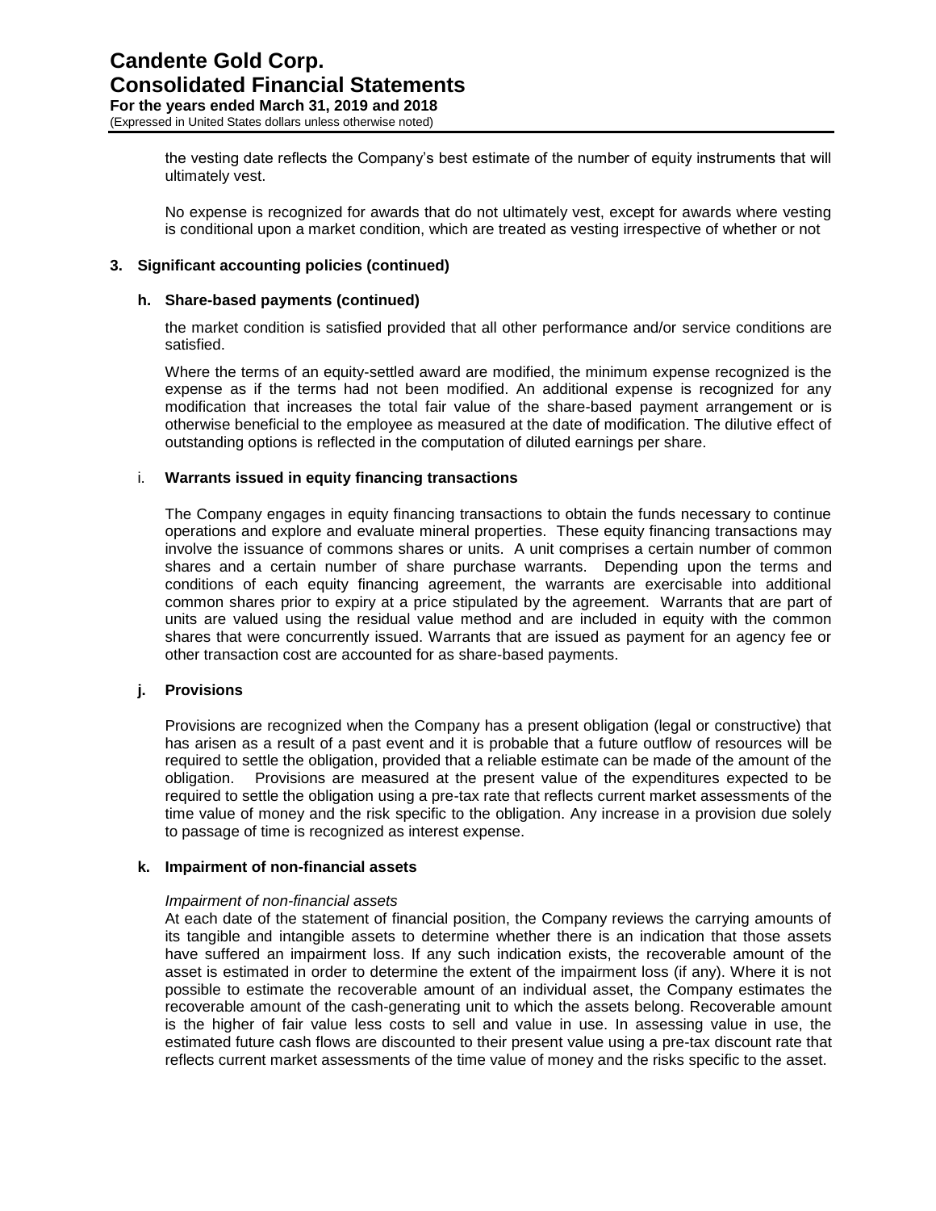the vesting date reflects the Company's best estimate of the number of equity instruments that will ultimately vest.

No expense is recognized for awards that do not ultimately vest, except for awards where vesting is conditional upon a market condition, which are treated as vesting irrespective of whether or not

## 3. Significant accounting policies (continued)

### h. Share-based payments (continued)

the market condition is satisfied provided that all other performance and/or service conditions are satisfied.

Where the terms of an equity-settled award are modified, the minimum expense recognized is the expense as if the terms had not been modified. An additional expense is recognized for any modification that increases the total fair value of the share-based payment arrangement or is otherwise beneficial to the employee as measured at the date of modification. The dilutive effect of outstanding options is reflected in the computation of diluted earnings per share.

### i. Warrants issued in equity financing transactions

The Company engages in equity financing transactions to obtain the funds necessary to continue operations and explore and evaluate mineral properties. These equity financing transactions may involve the issuance of commons shares or units. A unit comprises a certain number of common shares and a certain number of share purchase warrants. Depending upon the terms and conditions of each equity financing agreement, the warrants are exercisable into additional common shares prior to expiry at a price stipulated by the agreement. Warrants that are part of units are valued using the residual value method and are included in equity with the common shares that were concurrently issued. Warrants that are issued as payment for an agency fee or other transaction cost are accounted for as share-based payments.

### j. Provisions

Provisions are recognized when the Company has a present obligation (legal or constructive) that has arisen as a result of a past event and it is probable that a future outflow of resources will be required to settle the obligation, provided that a reliable estimate can be made of the amount of the obligation. Provisions are measured at the present value of the expenditures expected to be required to settle the obligation using a pre-tax rate that reflects current market assessments of the time value of money and the risk specific to the obligation. Any increase in a provision due solely to passage of time is recognized as interest expense.

### k. Impairment of non-financial assets

*Impairment of non-financial assets*

At each date of the statement of financial position, the Company reviews the carrying amounts of its tangible and intangible assets to determine whether there is an indication that those assets have suffered an impairment loss. If any such indication exists, the recoverable amount of the asset is estimated in order to determine the extent of the impairment loss (if any). Where it is not possible to estimate the recoverable amount of an individual asset, the Company estimates the recoverable amount of the cash-generating unit to which the assets belong. Recoverable amount is the higher of fair value less costs to sell and value in use. In assessing value in use, the estimated future cash flows are discounted to their present value using a pre-tax discount rate that reflects current market assessments of the time value of money and the risks specific to the asset.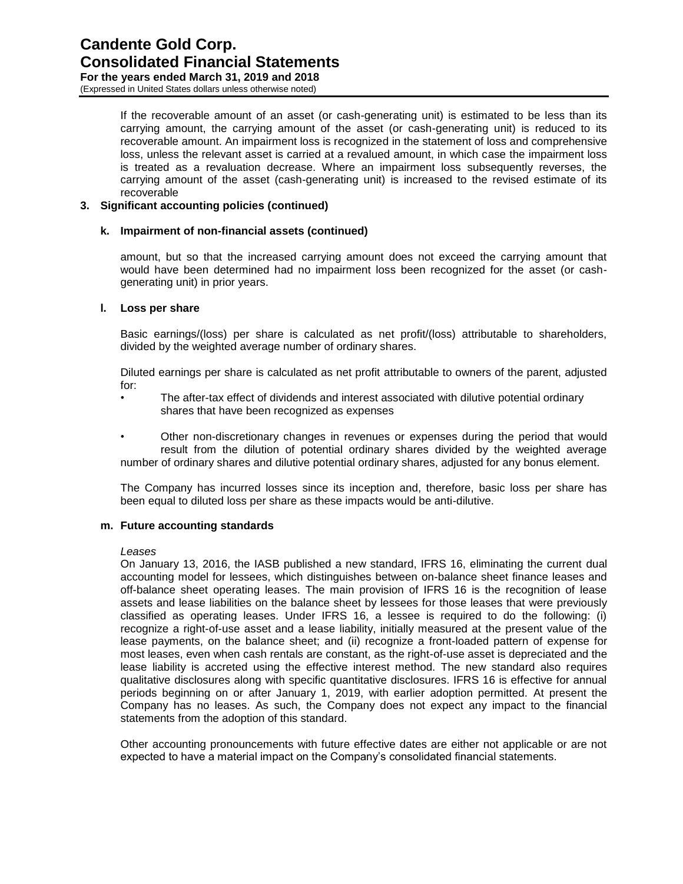If the recoverable amount of an asset (or cash-generating unit) is estimated to be less than its carrying amount, the carrying amount of the asset (or cash-generating unit) is reduced to its recoverable amount. An impairment loss is recognized in the statement of loss and comprehensive loss, unless the relevant asset is carried at a revalued amount, in which case the impairment loss is treated as a revaluation decrease. Where an impairment loss subsequently reverses, the carrying amount of the asset (cash-generating unit) is increased to the revised estimate of its recoverable

## 3. Significant accounting policies (continued)

### k. Impairment of non-financial assets (continued)

amount, but so that the increased carrying amount does not exceed the carrying amount that would have been determined had no impairment loss been recognized for the asset (or cash-generating unit) in prior years.

### l. Loss per share

Basic earnings/(loss) per share is calculated as net profit/(loss) attributable to shareholders, divided by the weighted average number of ordinary shares.

Diluted earnings per share is calculated as net profit attributable to owners of the parent, adjusted for:

- The after-tax effect of dividends and interest associated with dilutive potential ordinary shares that have been recognized as expenses
- Other non-discretionary changes in revenues or expenses during the period that would result from the dilution of potential ordinary shares divided by the weighted average number of ordinary shares and dilutive potential ordinary shares, adjusted for any bonus element.

The Company has incurred losses since its inception and, therefore, basic loss per share has been equal to diluted loss per share as these impacts would be anti-dilutive.

### m. Future accounting standards

*Leases*

On January 13, 2016, the IASB published a new standard, IFRS 16, eliminating the current dual accounting model for lessees, which distinguishes between on-balance sheet finance leases and off-balance sheet operating leases. The main provision of IFRS 16 is the recognition of lease assets and lease liabilities on the balance sheet by lessees for those leases that were previously classified as operating leases. Under IFRS 16, a lessee is required to do the following: (i) recognize a right-of-use asset and a lease liability, initially measured at the present value of the lease payments, on the balance sheet; and (ii) recognize a front-loaded pattern of expense for most leases, even when cash rentals are constant, as the right-of-use asset is depreciated and the lease liability is accreted using the effective interest method. The new standard also requires qualitative disclosures along with specific quantitative disclosures. IFRS 16 is effective for annual periods beginning on or after January 1, 2019, with earlier adoption permitted. At present the Company has no leases. As such, the Company does not expect any impact to the financial statements from the adoption of this standard.

Other accounting pronouncements with future effective dates are either not applicable or are not expected to have a material impact on the Company's consolidated financial statements.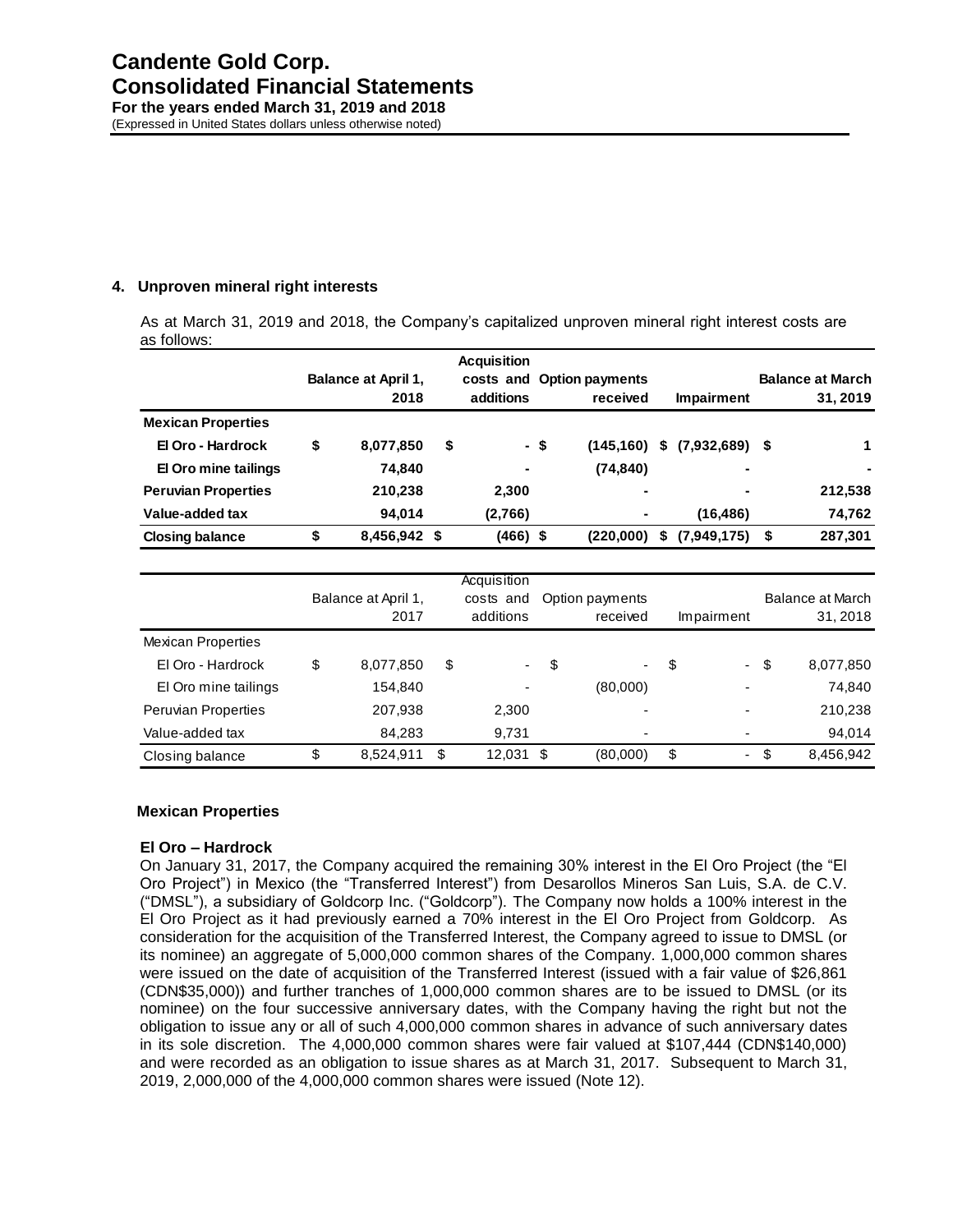## 4. Unproven mineral right interests

As at March 31, 2019 and 2018, the Company's capitalized unproven mineral right interest costs are as follows:

| | Balance at April 1, 2018 | Acquisition costs and additions | Option payments received | Impairment | Balance at March 31, 2019 |
|---|---|---|---|---|---|
| **Mexican Properties** | | | | | |
| **El Oro - Hardrock** | **$ 8,077,850** | **$ -** | **$ (145,160)** | **$ (7,932,689)** | **$ 1** |
| **El Oro mine tailings** | **74,840** | **-** | **(74,840)** | **-** | **-** |
| **Peruvian Properties** | **210,238** | **2,300** | **-** | **-** | **212,538** |
| **Value-added tax** | **94,014** | **(2,766)** | **-** | **(16,486)** | **74,762** |
| **Closing balance** | **$ 8,456,942** | **$ (466)** | **$ (220,000)** | **$ (7,949,175)** | **$ 287,301** |

| | Balance at April 1, 2017 | Acquisition costs and additions | Option payments received | Impairment | Balance at March 31, 2018 |
|---|---|---|---|---|---|
| Mexican Properties | | | | | |
| El Oro - Hardrock | $ 8,077,850 | $ - | $ - | $ - | $ 8,077,850 |
| El Oro mine tailings | 154,840 | - | (80,000) | - | 74,840 |
| Peruvian Properties | 207,938 | 2,300 | - | - | 210,238 |
| Value-added tax | 84,283 | 9,731 | - | - | 94,014 |
| Closing balance | $ 8,524,911 | $ 12,031 | $ (80,000) | $ - | $ 8,456,942 |

### Mexican Properties

**El Oro – Hardrock**

On January 31, 2017, the Company acquired the remaining 30% interest in the El Oro Project (the "El Oro Project") in Mexico (the "Transferred Interest") from Desarollos Mineros San Luis, S.A. de C.V. ("DMSL"), a subsidiary of Goldcorp Inc. ("Goldcorp"). The Company now holds a 100% interest in the El Oro Project as it had previously earned a 70% interest in the El Oro Project from Goldcorp. As consideration for the acquisition of the Transferred Interest, the Company agreed to issue to DMSL (or its nominee) an aggregate of 5,000,000 common shares of the Company. 1,000,000 common shares were issued on the date of acquisition of the Transferred Interest (issued with a fair value of $26,861 (CDN$35,000)) and further tranches of 1,000,000 common shares are to be issued to DMSL (or its nominee) on the four successive anniversary dates, with the Company having the right but not the obligation to issue any or all of such 4,000,000 common shares in advance of such anniversary dates in its sole discretion. The 4,000,000 common shares were fair valued at $107,444 (CDN$140,000) and were recorded as an obligation to issue shares as at March 31, 2017. Subsequent to March 31, 2019, 2,000,000 of the 4,000,000 common shares were issued (Note 12).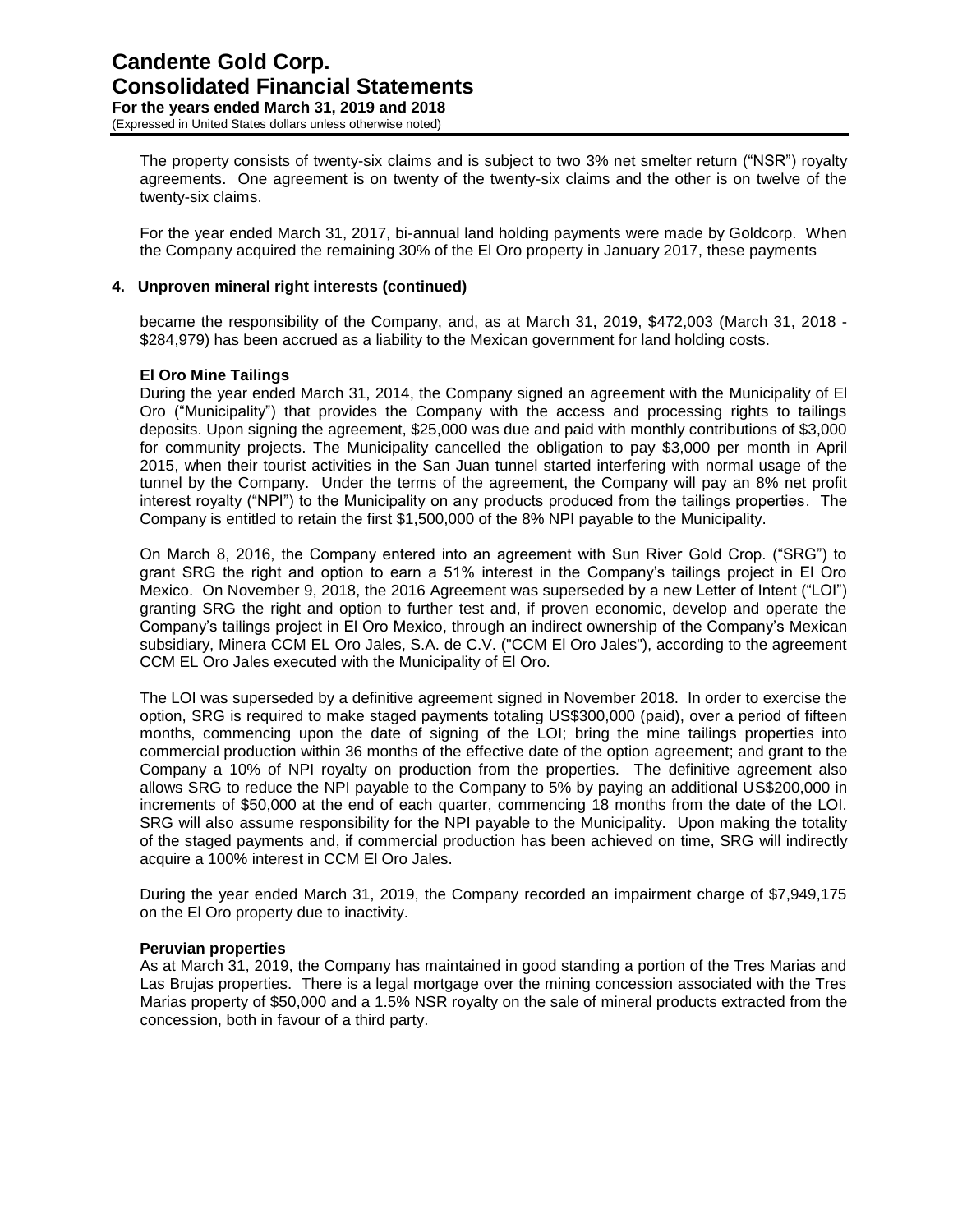The property consists of twenty-six claims and is subject to two 3% net smelter return ("NSR") royalty agreements. One agreement is on twenty of the twenty-six claims and the other is on twelve of the twenty-six claims.

For the year ended March 31, 2017, bi-annual land holding payments were made by Goldcorp. When the Company acquired the remaining 30% of the El Oro property in January 2017, these payments

## 4. Unproven mineral right interests (continued)

became the responsibility of the Company, and, as at March 31, 2019, $472,003 (March 31, 2018 - $284,979) has been accrued as a liability to the Mexican government for land holding costs.

**El Oro Mine Tailings**

During the year ended March 31, 2014, the Company signed an agreement with the Municipality of El Oro ("Municipality") that provides the Company with the access and processing rights to tailings deposits. Upon signing the agreement, $25,000 was due and paid with monthly contributions of $3,000 for community projects. The Municipality cancelled the obligation to pay $3,000 per month in April 2015, when their tourist activities in the San Juan tunnel started interfering with normal usage of the tunnel by the Company. Under the terms of the agreement, the Company will pay an 8% net profit interest royalty ("NPI") to the Municipality on any products produced from the tailings properties. The Company is entitled to retain the first $1,500,000 of the 8% NPI payable to the Municipality.

On March 8, 2016, the Company entered into an agreement with Sun River Gold Crop. ("SRG") to grant SRG the right and option to earn a 51% interest in the Company's tailings project in El Oro Mexico. On November 9, 2018, the 2016 Agreement was superseded by a new Letter of Intent ("LOI") granting SRG the right and option to further test and, if proven economic, develop and operate the Company's tailings project in El Oro Mexico, through an indirect ownership of the Company's Mexican subsidiary, Minera CCM EL Oro Jales, S.A. de C.V. ("CCM El Oro Jales"), according to the agreement CCM EL Oro Jales executed with the Municipality of El Oro.

The LOI was superseded by a definitive agreement signed in November 2018. In order to exercise the option, SRG is required to make staged payments totaling US$300,000 (paid), over a period of fifteen months, commencing upon the date of signing of the LOI; bring the mine tailings properties into commercial production within 36 months of the effective date of the option agreement; and grant to the Company a 10% of NPI royalty on production from the properties. The definitive agreement also allows SRG to reduce the NPI payable to the Company to 5% by paying an additional US$200,000 in increments of $50,000 at the end of each quarter, commencing 18 months from the date of the LOI. SRG will also assume responsibility for the NPI payable to the Municipality. Upon making the totality of the staged payments and, if commercial production has been achieved on time, SRG will indirectly acquire a 100% interest in CCM El Oro Jales.

During the year ended March 31, 2019, the Company recorded an impairment charge of $7,949,175 on the El Oro property due to inactivity.

**Peruvian properties**

As at March 31, 2019, the Company has maintained in good standing a portion of the Tres Marias and Las Brujas properties. There is a legal mortgage over the mining concession associated with the Tres Marias property of $50,000 and a 1.5% NSR royalty on the sale of mineral products extracted from the concession, both in favour of a third party.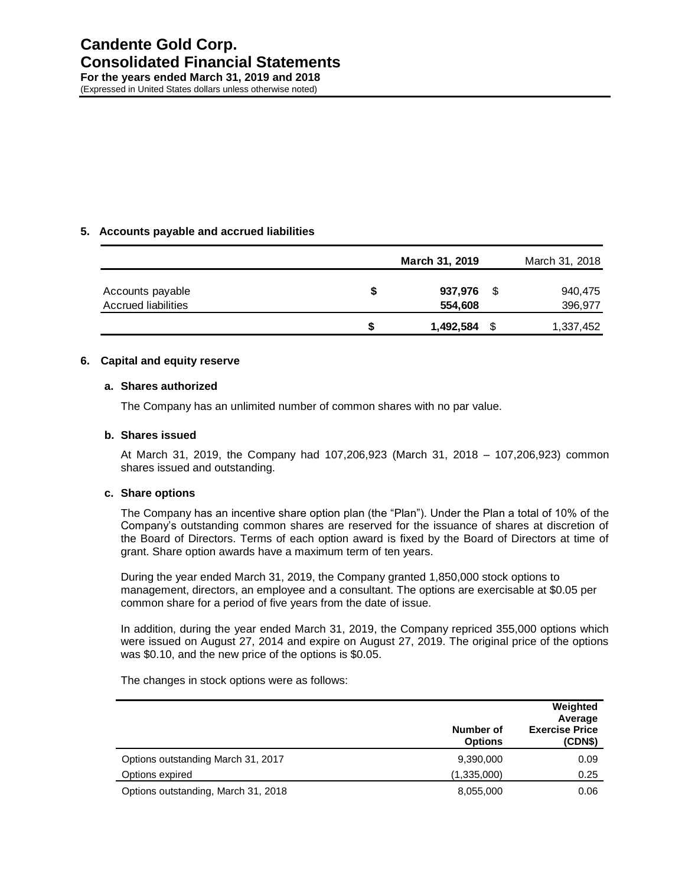## 5. Accounts payable and accrued liabilities

| | | March 31, 2019 | | March 31, 2018 |
|---|---|---|---|---|
| Accounts payable | $ | 937,976 | $ | 940,475 |
| Accrued liabilities | | 554,608 | | 396,977 |
| | $ | 1,492,584 | $ | 1,337,452 |

## 6. Capital and equity reserve

### a. Shares authorized

The Company has an unlimited number of common shares with no par value.

### b. Shares issued

At March 31, 2019, the Company had 107,206,923 (March 31, 2018 – 107,206,923) common shares issued and outstanding.

### c. Share options

The Company has an incentive share option plan (the "Plan"). Under the Plan a total of 10% of the Company's outstanding common shares are reserved for the issuance of shares at discretion of the Board of Directors. Terms of each option award is fixed by the Board of Directors at time of grant. Share option awards have a maximum term of ten years.

During the year ended March 31, 2019, the Company granted 1,850,000 stock options to management, directors, an employee and a consultant. The options are exercisable at $0.05 per common share for a period of five years from the date of issue.

In addition, during the year ended March 31, 2019, the Company repriced 355,000 options which were issued on August 27, 2014 and expire on August 27, 2019. The original price of the options was $0.10, and the new price of the options is $0.05.

The changes in stock options were as follows:

| | Number of Options | Weighted Average Exercise Price (CDN$) |
|---|---|---|
| Options outstanding March 31, 2017 | 9,390,000 | 0.09 |
| Options expired | (1,335,000) | 0.25 |
| Options outstanding, March 31, 2018 | 8,055,000 | 0.06 |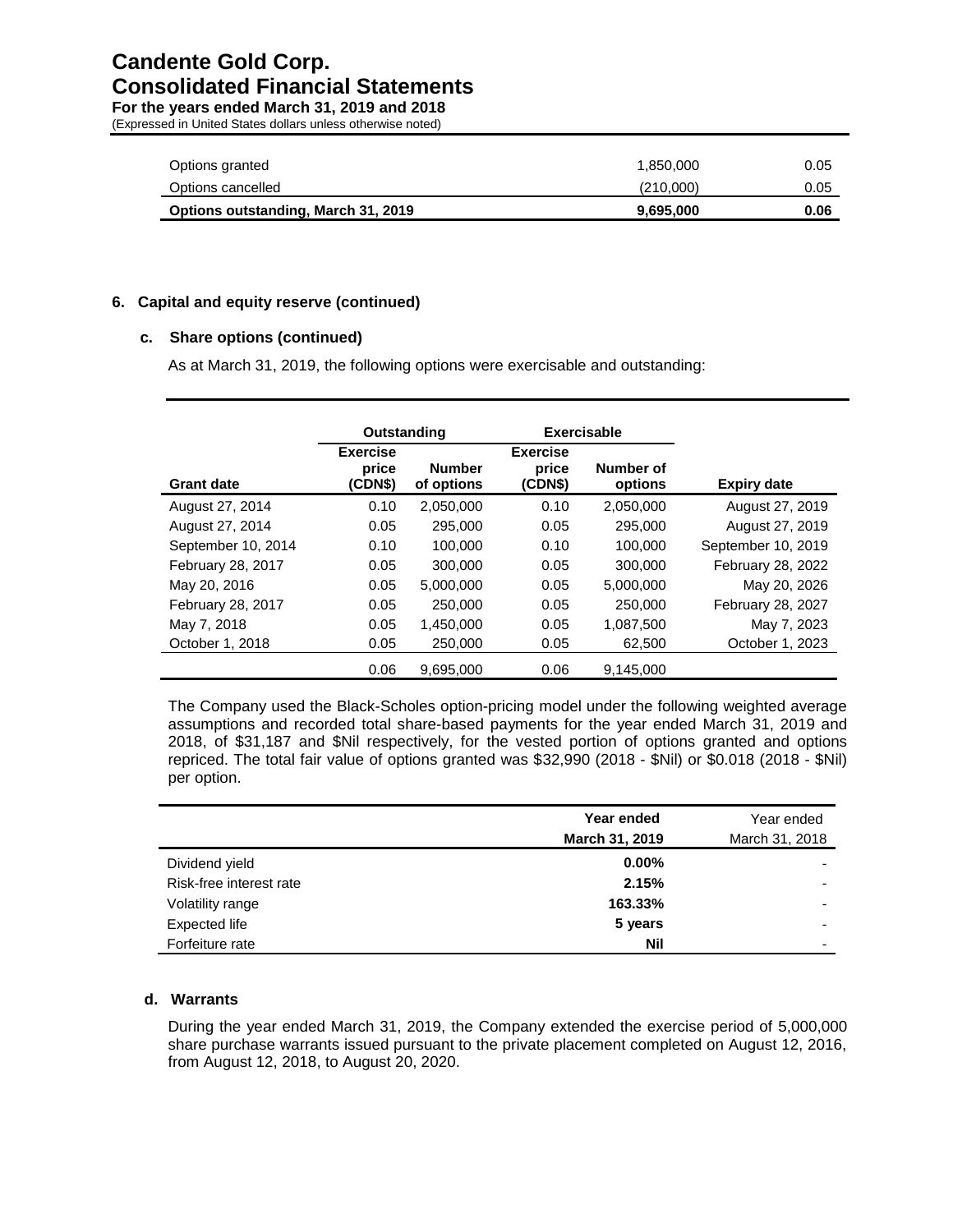| | | |
|---|---|---|
| Options granted | 1,850,000 | 0.05 |
| Options cancelled | (210,000) | 0.05 |
| **Options outstanding, March 31, 2019** | **9,695,000** | **0.06** |

## 6. Capital and equity reserve (continued)

### c. Share options (continued)

As at March 31, 2019, the following options were exercisable and outstanding:

| | Outstanding | | Exercisable | | |
|---|---|---|---|---|---|
| **Grant date** | **Exercise price (CDN$)** | **Number of options** | **Exercise price (CDN$)** | **Number of options** | **Expiry date** |
| August 27, 2014 | 0.10 | 2,050,000 | 0.10 | 2,050,000 | August 27, 2019 |
| August 27, 2014 | 0.05 | 295,000 | 0.05 | 295,000 | August 27, 2019 |
| September 10, 2014 | 0.10 | 100,000 | 0.10 | 100,000 | September 10, 2019 |
| February 28, 2017 | 0.05 | 300,000 | 0.05 | 300,000 | February 28, 2022 |
| May 20, 2016 | 0.05 | 5,000,000 | 0.05 | 5,000,000 | May 20, 2026 |
| February 28, 2017 | 0.05 | 250,000 | 0.05 | 250,000 | February 28, 2027 |
| May 7, 2018 | 0.05 | 1,450,000 | 0.05 | 1,087,500 | May 7, 2023 |
| October 1, 2018 | 0.05 | 250,000 | 0.05 | 62,500 | October 1, 2023 |
| | 0.06 | 9,695,000 | 0.06 | 9,145,000 | |

The Company used the Black-Scholes option-pricing model under the following weighted average assumptions and recorded total share-based payments for the year ended March 31, 2019 and 2018, of $31,187 and $Nil respectively, for the vested portion of options granted and options repriced. The total fair value of options granted was $32,990 (2018 - $Nil) or $0.018 (2018 - $Nil) per option.

| | **Year ended March 31, 2019** | Year ended March 31, 2018 |
|---|---|---|
| Dividend yield | **0.00%** | - |
| Risk-free interest rate | **2.15%** | - |
| Volatility range | **163.33%** | - |
| Expected life | **5 years** | - |
| Forfeiture rate | **Nil** | - |

### d. Warrants

During the year ended March 31, 2019, the Company extended the exercise period of 5,000,000 share purchase warrants issued pursuant to the private placement completed on August 12, 2016, from August 12, 2018, to August 20, 2020.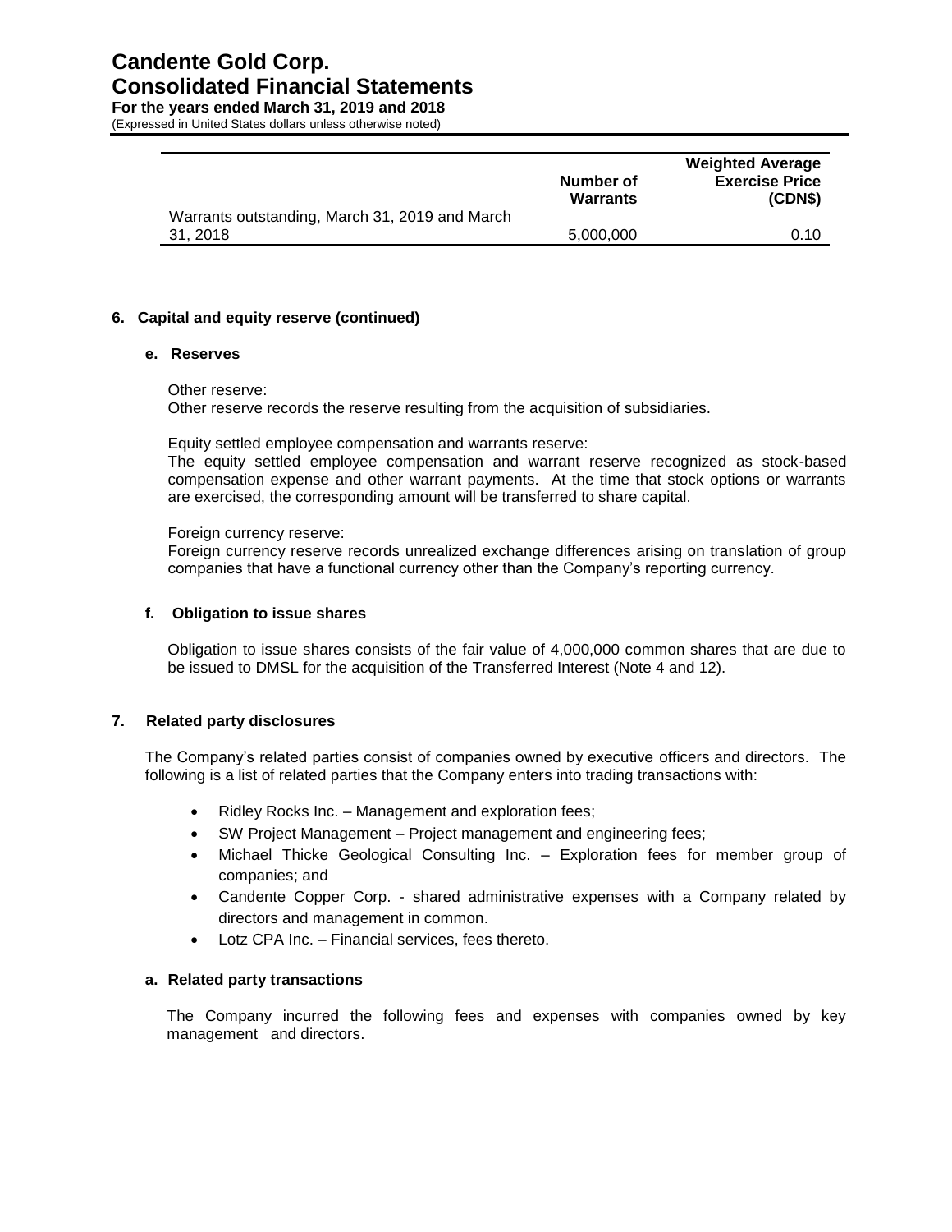| | Number of Warrants | Weighted Average Exercise Price (CDN$) |
|---|---|---|
| Warrants outstanding, March 31, 2019 and March 31, 2018 | 5,000,000 | 0.10 |

**6. Capital and equity reserve (continued)**

**e. Reserves**

Other reserve:
Other reserve records the reserve resulting from the acquisition of subsidiaries.

Equity settled employee compensation and warrants reserve:
The equity settled employee compensation and warrant reserve recognized as stock-based compensation expense and other warrant payments. At the time that stock options or warrants are exercised, the corresponding amount will be transferred to share capital.

Foreign currency reserve:
Foreign currency reserve records unrealized exchange differences arising on translation of group companies that have a functional currency other than the Company's reporting currency.

**f. Obligation to issue shares**

Obligation to issue shares consists of the fair value of 4,000,000 common shares that are due to be issued to DMSL for the acquisition of the Transferred Interest (Note 4 and 12).

**7. Related party disclosures**

The Company's related parties consist of companies owned by executive officers and directors. The following is a list of related parties that the Company enters into trading transactions with:

- Ridley Rocks Inc. – Management and exploration fees;
- SW Project Management – Project management and engineering fees;
- Michael Thicke Geological Consulting Inc. – Exploration fees for member group of companies; and
- Candente Copper Corp. - shared administrative expenses with a Company related by directors and management in common.
- Lotz CPA Inc. – Financial services, fees thereto.

**a. Related party transactions**

The Company incurred the following fees and expenses with companies owned by key management and directors.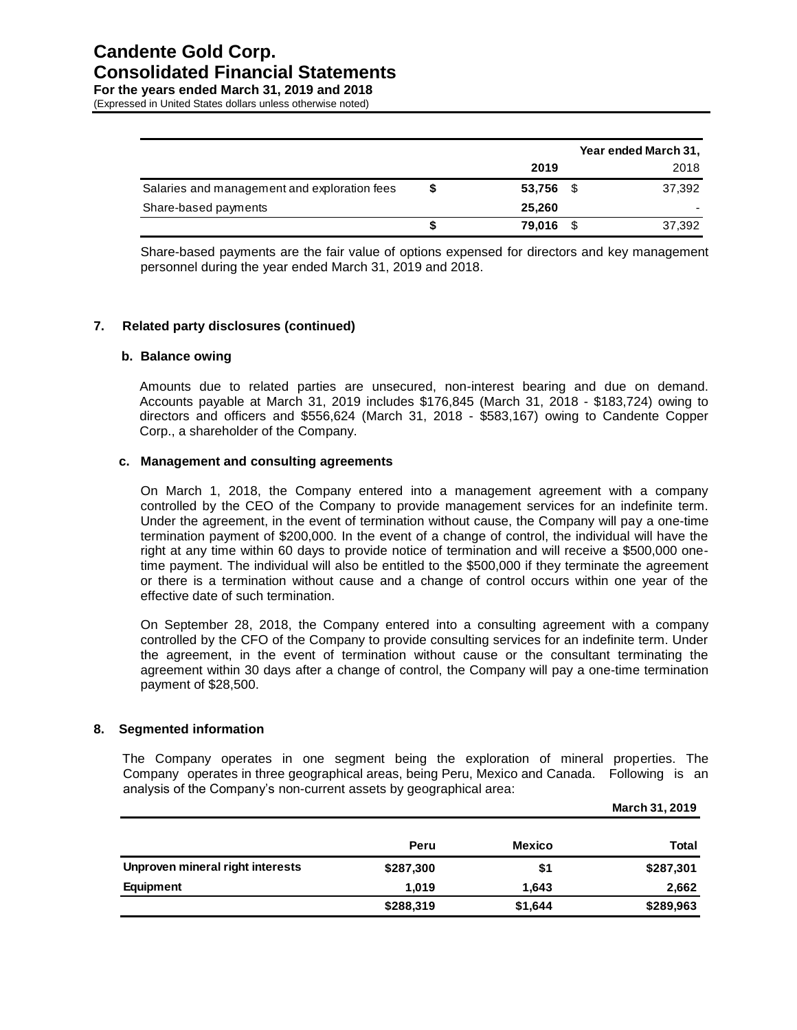| | | Year ended March 31, |
|---|---|---|
| | **2019** | 2018 |
| Salaries and management and exploration fees | **$ 53,756** | $ 37,392 |
| Share-based payments | **25,260** | - |
| | **$ 79,016** | $ 37,392 |

Share-based payments are the fair value of options expensed for directors and key management personnel during the year ended March 31, 2019 and 2018.

## 7. Related party disclosures (continued)

### b. Balance owing

Amounts due to related parties are unsecured, non-interest bearing and due on demand. Accounts payable at March 31, 2019 includes $176,845 (March 31, 2018 - $183,724) owing to directors and officers and $556,624 (March 31, 2018 - $583,167) owing to Candente Copper Corp., a shareholder of the Company.

### c. Management and consulting agreements

On March 1, 2018, the Company entered into a management agreement with a company controlled by the CEO of the Company to provide management services for an indefinite term. Under the agreement, in the event of termination without cause, the Company will pay a one-time termination payment of $200,000. In the event of a change of control, the individual will have the right at any time within 60 days to provide notice of termination and will receive a $500,000 one-time payment. The individual will also be entitled to the $500,000 if they terminate the agreement or there is a termination without cause and a change of control occurs within one year of the effective date of such termination.

On September 28, 2018, the Company entered into a consulting agreement with a company controlled by the CFO of the Company to provide consulting services for an indefinite term. Under the agreement, in the event of termination without cause or the consultant terminating the agreement within 30 days after a change of control, the Company will pay a one-time termination payment of $28,500.

## 8. Segmented information

The Company operates in one segment being the exploration of mineral properties. The Company operates in three geographical areas, being Peru, Mexico and Canada. Following is an analysis of the Company's non-current assets by geographical area:

| | | | **March 31, 2019** |
|---|---|---|---|
| | **Peru** | **Mexico** | **Total** |
| **Unproven mineral right interests** | **$287,300** | **$1** | **$287,301** |
| **Equipment** | **1,019** | **1,643** | **2,662** |
| | **$288,319** | **$1,644** | **$289,963** |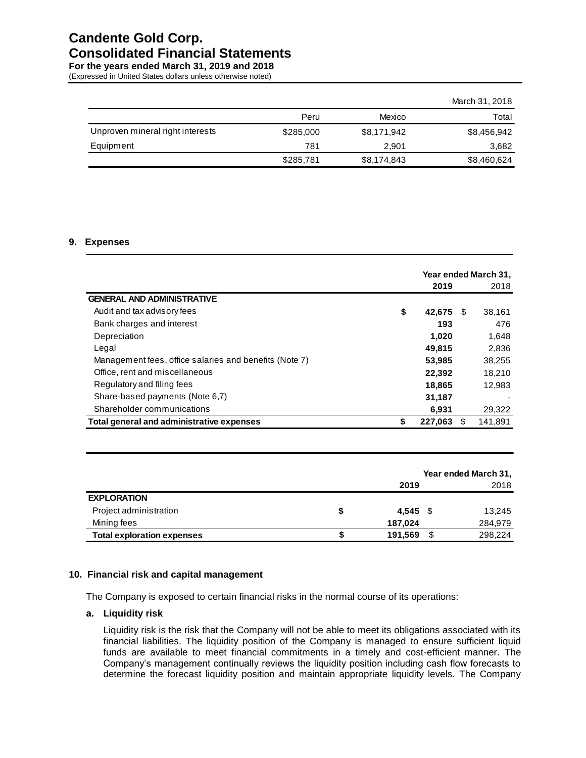| | | | March 31, 2018 |
|---|---|---|---|
| | Peru | Mexico | Total |
| Unproven mineral right interests | $285,000 | $8,171,942 | $8,456,942 |
| Equipment | 781 | 2,901 | 3,682 |
| | $285,781 | $8,174,843 | $8,460,624 |

## 9. Expenses

| | Year ended March 31, 2019 | 2018 |
|---|---|---|
| **GENERAL AND ADMINISTRATIVE** | | |
| Audit and tax advisory fees | **$ 42,675** | $ 38,161 |
| Bank charges and interest | **193** | 476 |
| Depreciation | **1,020** | 1,648 |
| Legal | **49,815** | 2,836 |
| Management fees, office salaries and benefits (Note 7) | **53,985** | 38,255 |
| Office, rent and miscellaneous | **22,392** | 18,210 |
| Regulatory and filing fees | **18,865** | 12,983 |
| Share-based payments (Note 6,7) | **31,187** | - |
| Shareholder communications | **6,931** | 29,322 |
| **Total general and administrative expenses** | **$ 227,063** | $ 141,891 |

| | Year ended March 31, 2019 | 2018 |
|---|---|---|
| **EXPLORATION** | | |
| Project administration | **$ 4,545** | $ 13,245 |
| Mining fees | **187,024** | 284,979 |
| **Total exploration expenses** | **$ 191,569** | $ 298,224 |

## 10. Financial risk and capital management

The Company is exposed to certain financial risks in the normal course of its operations:

### a. Liquidity risk

Liquidity risk is the risk that the Company will not be able to meet its obligations associated with its financial liabilities. The liquidity position of the Company is managed to ensure sufficient liquid funds are available to meet financial commitments in a timely and cost-efficient manner. The Company's management continually reviews the liquidity position including cash flow forecasts to determine the forecast liquidity position and maintain appropriate liquidity levels. The Company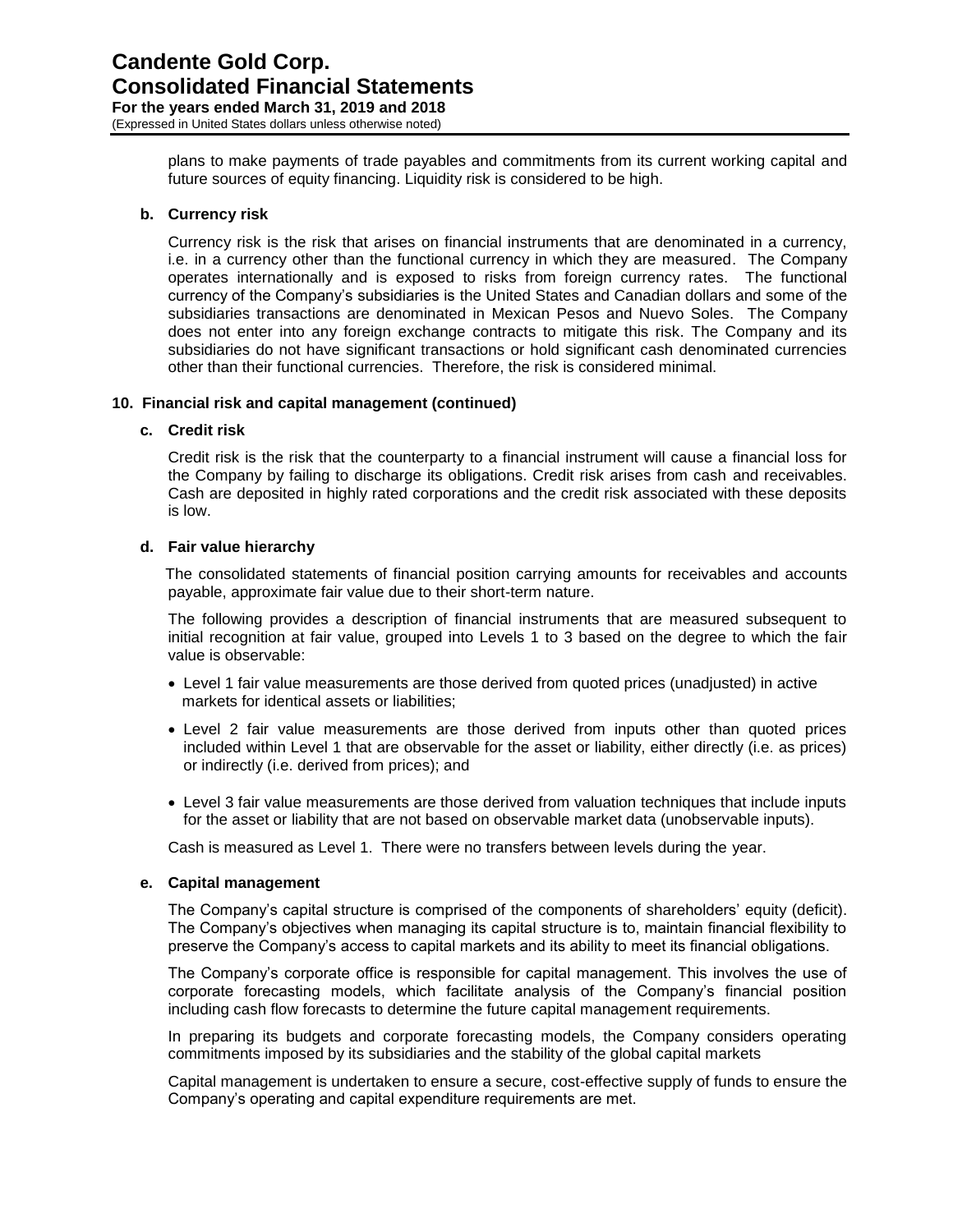plans to make payments of trade payables and commitments from its current working capital and future sources of equity financing. Liquidity risk is considered to be high.

### b. Currency risk

Currency risk is the risk that arises on financial instruments that are denominated in a currency, i.e. in a currency other than the functional currency in which they are measured. The Company operates internationally and is exposed to risks from foreign currency rates. The functional currency of the Company's subsidiaries is the United States and Canadian dollars and some of the subsidiaries transactions are denominated in Mexican Pesos and Nuevo Soles. The Company does not enter into any foreign exchange contracts to mitigate this risk. The Company and its subsidiaries do not have significant transactions or hold significant cash denominated currencies other than their functional currencies. Therefore, the risk is considered minimal.

## 10. Financial risk and capital management (continued)

### c. Credit risk

Credit risk is the risk that the counterparty to a financial instrument will cause a financial loss for the Company by failing to discharge its obligations. Credit risk arises from cash and receivables. Cash are deposited in highly rated corporations and the credit risk associated with these deposits is low.

### d. Fair value hierarchy

The consolidated statements of financial position carrying amounts for receivables and accounts payable, approximate fair value due to their short-term nature.

The following provides a description of financial instruments that are measured subsequent to initial recognition at fair value, grouped into Levels 1 to 3 based on the degree to which the fair value is observable:

- Level 1 fair value measurements are those derived from quoted prices (unadjusted) in active markets for identical assets or liabilities;
- Level 2 fair value measurements are those derived from inputs other than quoted prices included within Level 1 that are observable for the asset or liability, either directly (i.e. as prices) or indirectly (i.e. derived from prices); and
- Level 3 fair value measurements are those derived from valuation techniques that include inputs for the asset or liability that are not based on observable market data (unobservable inputs).

Cash is measured as Level 1. There were no transfers between levels during the year.

### e. Capital management

The Company's capital structure is comprised of the components of shareholders' equity (deficit). The Company's objectives when managing its capital structure is to, maintain financial flexibility to preserve the Company's access to capital markets and its ability to meet its financial obligations.

The Company's corporate office is responsible for capital management. This involves the use of corporate forecasting models, which facilitate analysis of the Company's financial position including cash flow forecasts to determine the future capital management requirements.

In preparing its budgets and corporate forecasting models, the Company considers operating commitments imposed by its subsidiaries and the stability of the global capital markets

Capital management is undertaken to ensure a secure, cost-effective supply of funds to ensure the Company's operating and capital expenditure requirements are met.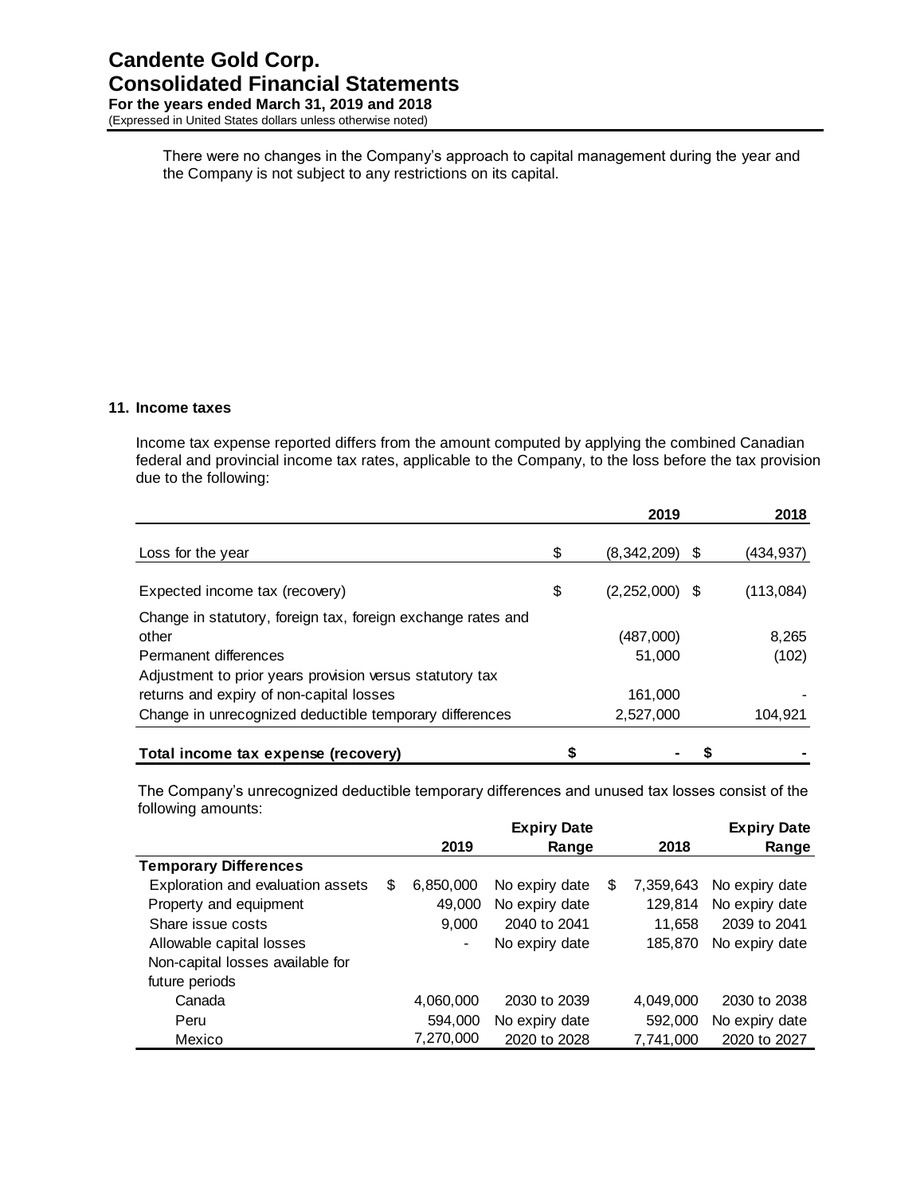There were no changes in the Company's approach to capital management during the year and the Company is not subject to any restrictions on its capital.

## 11. Income taxes

Income tax expense reported differs from the amount computed by applying the combined Canadian federal and provincial income tax rates, applicable to the Company, to the loss before the tax provision due to the following:

| | 2019 | 2018 |
|---|---|---|
| Loss for the year | $ (8,342,209) | $ (434,937) |
| Expected income tax (recovery) | $ (2,252,000) | $ (113,084) |
| Change in statutory, foreign tax, foreign exchange rates and other | (487,000) | 8,265 |
| Permanent differences | 51,000 | (102) |
| Adjustment to prior years provision versus statutory tax returns and expiry of non-capital losses | 161,000 | - |
| Change in unrecognized deductible temporary differences | 2,527,000 | 104,921 |
| **Total income tax expense (recovery)** | **$ -** | **$ -** |

The Company's unrecognized deductible temporary differences and unused tax losses consist of the following amounts:

| | 2019 | Expiry Date Range | 2018 | Expiry Date Range |
|---|---|---|---|---|
| **Temporary Differences** | | | | |
| Exploration and evaluation assets | $ 6,850,000 | No expiry date | $ 7,359,643 | No expiry date |
| Property and equipment | 49,000 | No expiry date | 129,814 | No expiry date |
| Share issue costs | 9,000 | 2040 to 2041 | 11,658 | 2039 to 2041 |
| Allowable capital losses | - | No expiry date | 185,870 | No expiry date |
| Non-capital losses available for future periods | | | | |
| Canada | 4,060,000 | 2030 to 2039 | 4,049,000 | 2030 to 2038 |
| Peru | 594,000 | No expiry date | 592,000 | No expiry date |
| Mexico | 7,270,000 | 2020 to 2028 | 7,741,000 | 2020 to 2027 |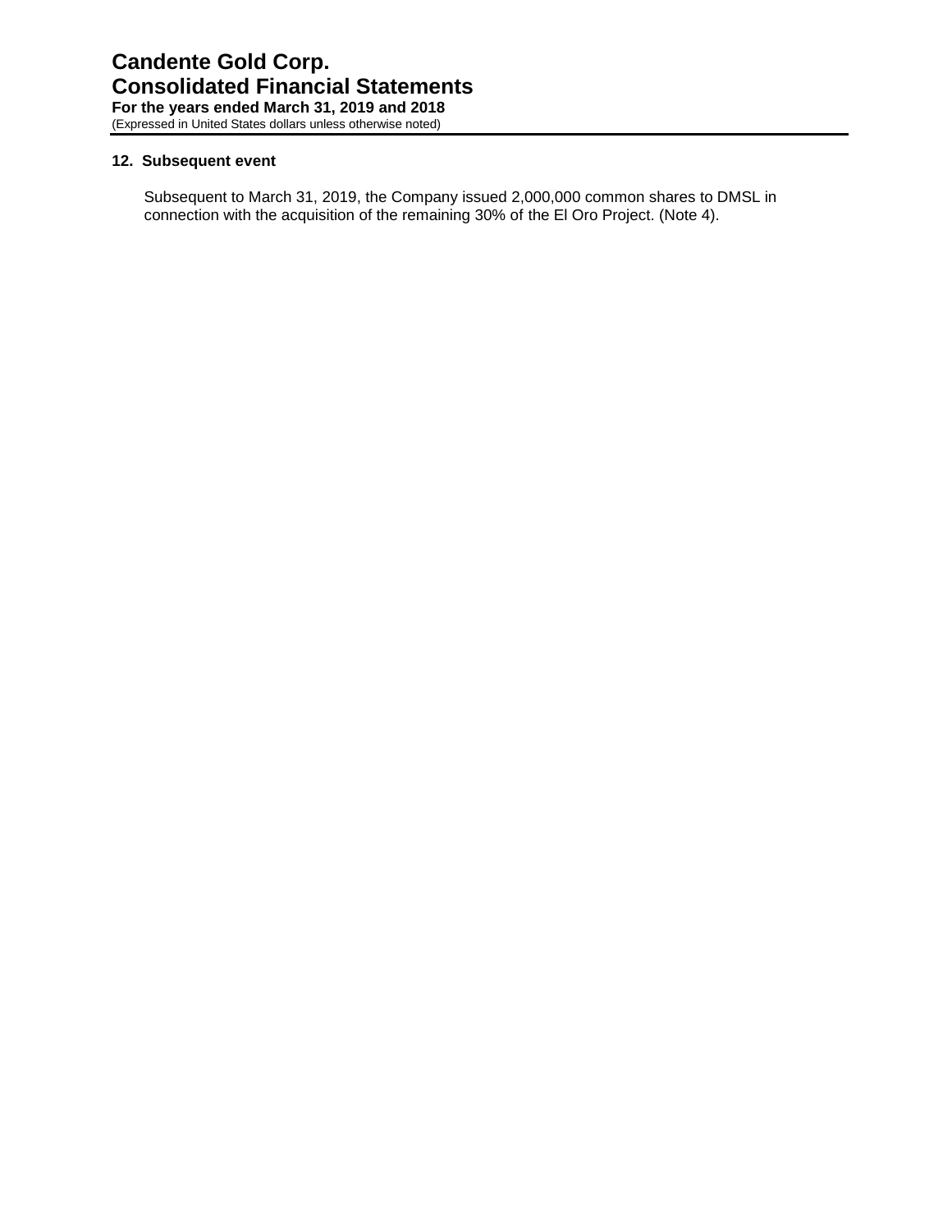## 12. Subsequent event

Subsequent to March 31, 2019, the Company issued 2,000,000 common shares to DMSL in connection with the acquisition of the remaining 30% of the El Oro Project. (Note 4).